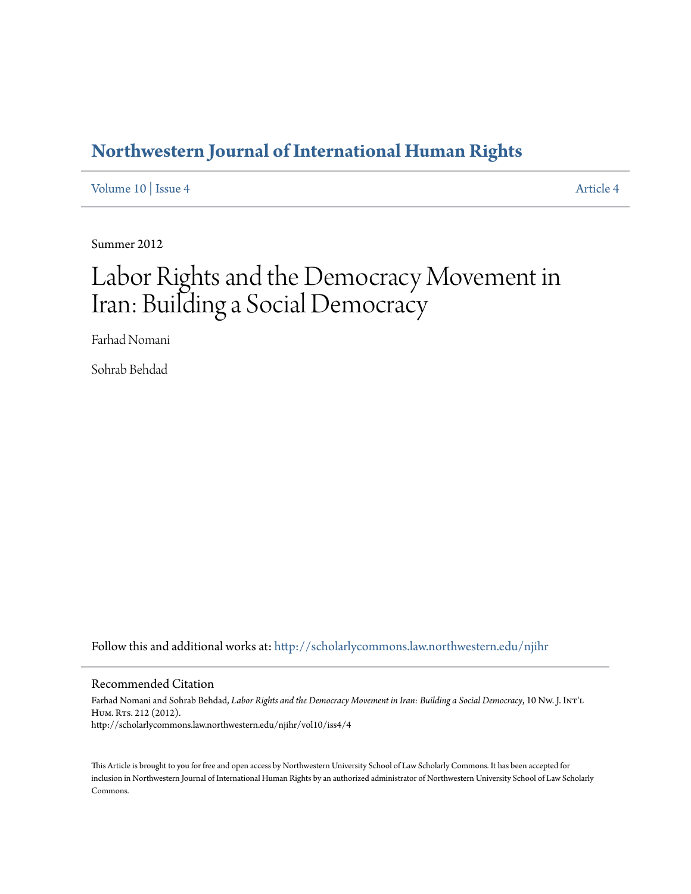# Northwestern Journal of International Human Rights

Volume 10 | Issue 4 Article 4

Summer 2012

# Labor Rights and the Democracy Movement in Iran: Building a Social Democracy

Farhad Nomani

Sohrab Behdad

Follow this and additional works at: http://scholarlycommons.law.northwestern.edu/njihr

## Recommended Citation

Farhad Nomani and Sohrab Behdad, *Labor Rights and the Democracy Movement in Iran: Building a Social Democracy*, 10 Nw. J. Int'l Hum. Rts. 212 (2012).
http://scholarlycommons.law.northwestern.edu/njihr/vol10/iss4/4

This Article is brought to you for free and open access by Northwestern University School of Law Scholarly Commons. It has been accepted for inclusion in Northwestern Journal of International Human Rights by an authorized administrator of Northwestern University School of Law Scholarly Commons.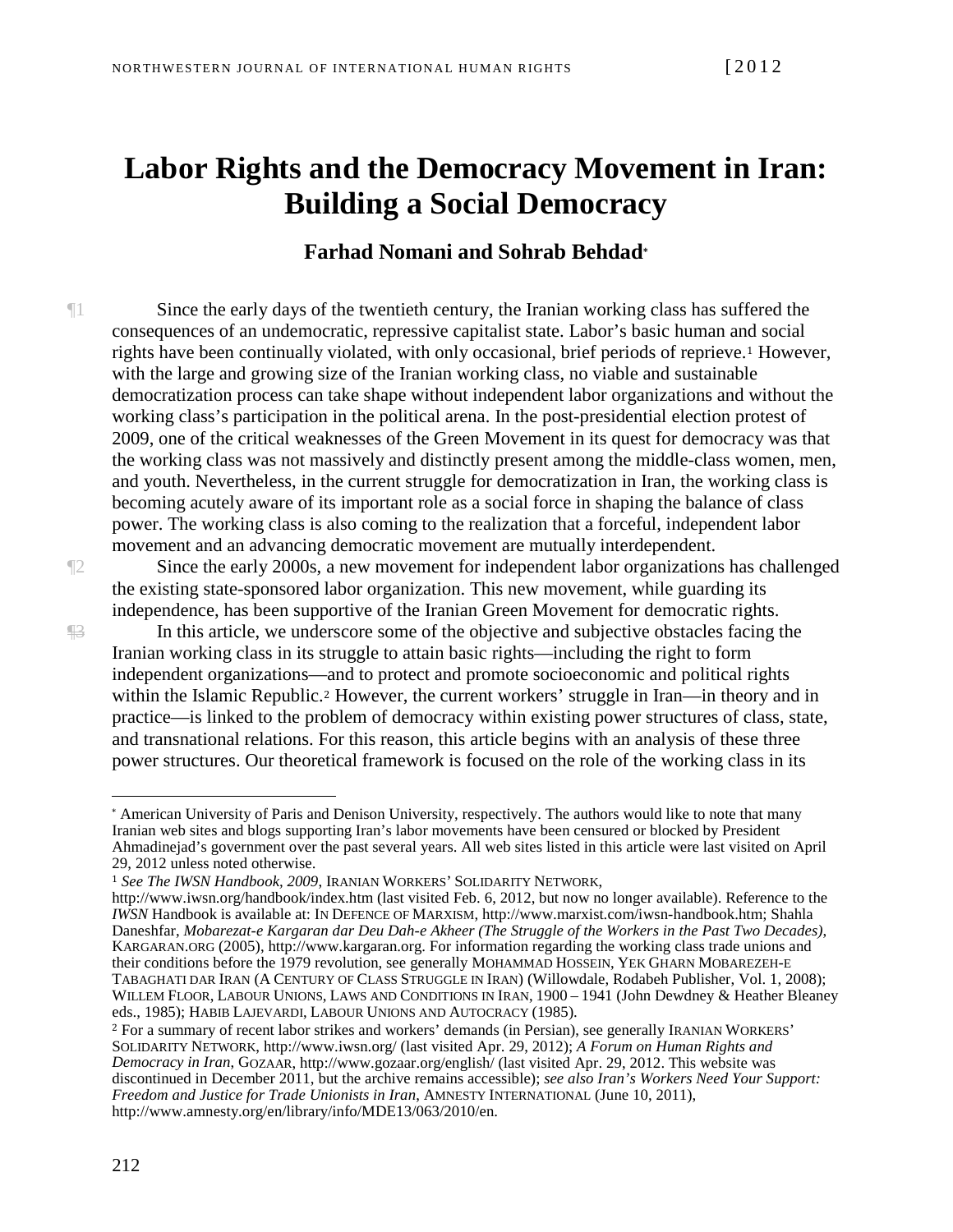# Labor Rights and the Democracy Movement in Iran: Building a Social Democracy

**Farhad Nomani and Sohrab Behdad***

¶1 Since the early days of the twentieth century, the Iranian working class has suffered the consequences of an undemocratic, repressive capitalist state. Labor's basic human and social rights have been continually violated, with only occasional, brief periods of reprieve.[1] However, with the large and growing size of the Iranian working class, no viable and sustainable democratization process can take shape without independent labor organizations and without the working class's participation in the political arena. In the post-presidential election protest of 2009, one of the critical weaknesses of the Green Movement in its quest for democracy was that the working class was not massively and distinctly present among the middle-class women, men, and youth. Nevertheless, in the current struggle for democratization in Iran, the working class is becoming acutely aware of its important role as a social force in shaping the balance of class power. The working class is also coming to the realization that a forceful, independent labor movement and an advancing democratic movement are mutually interdependent.

¶2 Since the early 2000s, a new movement for independent labor organizations has challenged the existing state-sponsored labor organization. This new movement, while guarding its independence, has been supportive of the Iranian Green Movement for democratic rights.

¶3 In this article, we underscore some of the objective and subjective obstacles facing the Iranian working class in its struggle to attain basic rights—including the right to form independent organizations—and to protect and promote socioeconomic and political rights within the Islamic Republic.[2] However, the current workers' struggle in Iran—in theory and in practice—is linked to the problem of democracy within existing power structures of class, state, and transnational relations. For this reason, this article begins with an analysis of these three power structures. Our theoretical framework is focused on the role of the working class in its

---

\* American University of Paris and Denison University, respectively. The authors would like to note that many Iranian web sites and blogs supporting Iran's labor movements have been censored or blocked by President Ahmadinejad's government over the past several years. All web sites listed in this article were last visited on April 29, 2012 unless noted otherwise.

[1] *See The IWSN Handbook, 2009*, IRANIAN WORKERS' SOLIDARITY NETWORK, http://www.iwsn.org/handbook/index.htm (last visited Feb. 6, 2012, but now no longer available). Reference to the *IWSN* Handbook is available at: IN DEFENCE OF MARXISM, http://www.marxist.com/iwsn-handbook.htm; Shahla Daneshfar, *Mobarezat-e Kargaran dar Deu Dah-e Akheer (The Struggle of the Workers in the Past Two Decades)*, KARGARAN.ORG (2005), http://www.kargaran.org. For information regarding the working class trade unions and their conditions before the 1979 revolution, see generally MOHAMMAD HOSSEIN, YEK GHARN MOBAREZEH-E TABAGHATI DAR IRAN (A CENTURY OF CLASS STRUGGLE IN IRAN) (Willowdale, Rodabeh Publisher, Vol. 1, 2008); WILLEM FLOOR, LABOUR UNIONS, LAWS AND CONDITIONS IN IRAN, 1900 – 1941 (John Dewdney & Heather Bleaney eds., 1985); HABIB LAJEVARDI, LABOUR UNIONS AND AUTOCRACY (1985).

[2] For a summary of recent labor strikes and workers' demands (in Persian), see generally IRANIAN WORKERS' SOLIDARITY NETWORK, http://www.iwsn.org/ (last visited Apr. 29, 2012); *A Forum on Human Rights and Democracy in Iran*, GOZAAR, http://www.gozaar.org/english/ (last visited Apr. 29, 2012. This website was discontinued in December 2011, but the archive remains accessible); *see also Iran's Workers Need Your Support: Freedom and Justice for Trade Unionists in Iran*, AMNESTY INTERNATIONAL (June 10, 2011), http://www.amnesty.org/en/library/info/MDE13/063/2010/en.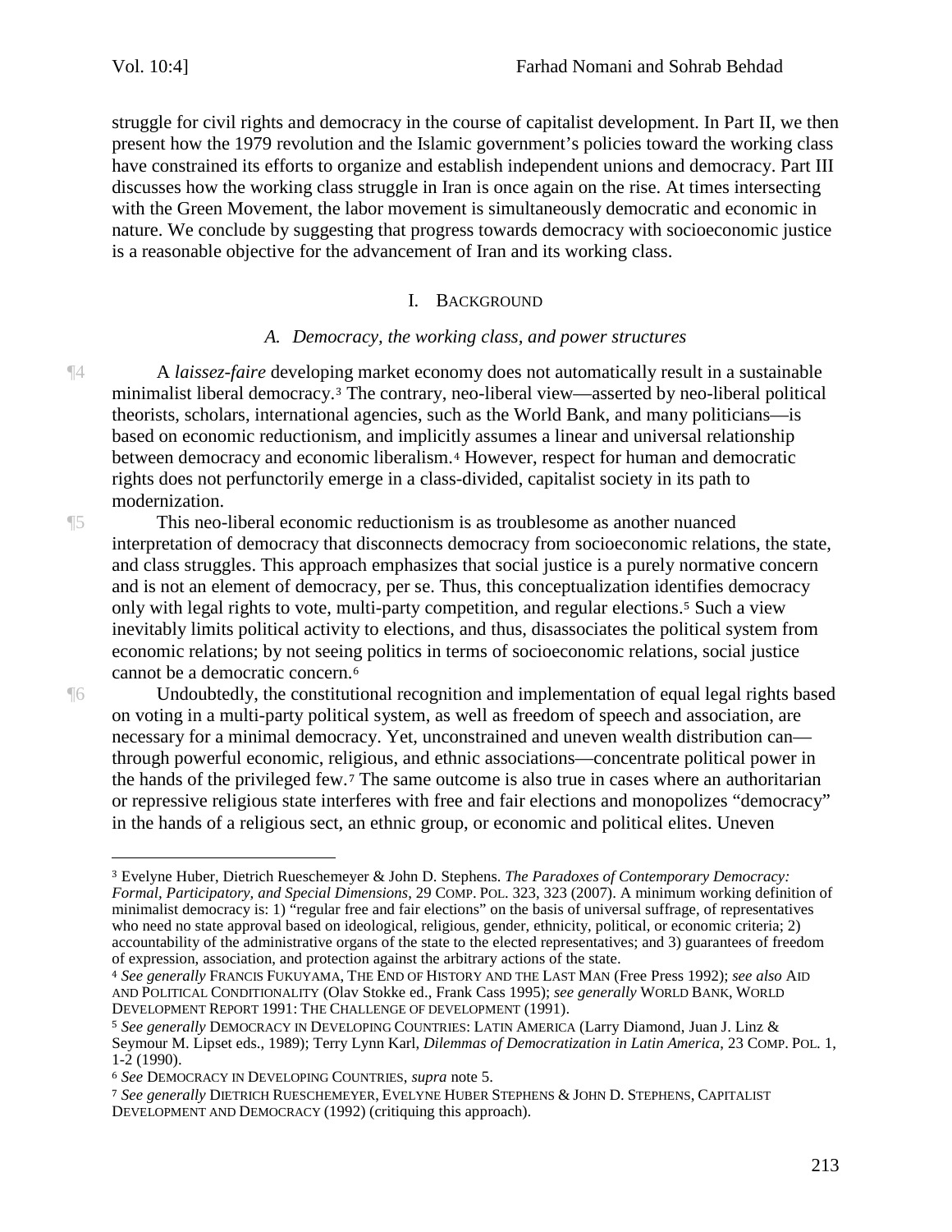struggle for civil rights and democracy in the course of capitalist development. In Part II, we then present how the 1979 revolution and the Islamic government's policies toward the working class have constrained its efforts to organize and establish independent unions and democracy. Part III discusses how the working class struggle in Iran is once again on the rise. At times intersecting with the Green Movement, the labor movement is simultaneously democratic and economic in nature. We conclude by suggesting that progress towards democracy with socioeconomic justice is a reasonable objective for the advancement of Iran and its working class.

## I. BACKGROUND

### *A. Democracy, the working class, and power structures*

¶4 A *laissez-faire* developing market economy does not automatically result in a sustainable minimalist liberal democracy.[3] The contrary, neo-liberal view—asserted by neo-liberal political theorists, scholars, international agencies, such as the World Bank, and many politicians—is based on economic reductionism, and implicitly assumes a linear and universal relationship between democracy and economic liberalism.[4] However, respect for human and democratic rights does not perfunctorily emerge in a class-divided, capitalist society in its path to modernization.

¶5 This neo-liberal economic reductionism is as troublesome as another nuanced interpretation of democracy that disconnects democracy from socioeconomic relations, the state, and class struggles. This approach emphasizes that social justice is a purely normative concern and is not an element of democracy, per se. Thus, this conceptualization identifies democracy only with legal rights to vote, multi-party competition, and regular elections.[5] Such a view inevitably limits political activity to elections, and thus, disassociates the political system from economic relations; by not seeing politics in terms of socioeconomic relations, social justice cannot be a democratic concern.[6]

¶6 Undoubtedly, the constitutional recognition and implementation of equal legal rights based on voting in a multi-party political system, as well as freedom of speech and association, are necessary for a minimal democracy. Yet, unconstrained and uneven wealth distribution can—through powerful economic, religious, and ethnic associations—concentrate political power in the hands of the privileged few.[7] The same outcome is also true in cases where an authoritarian or repressive religious state interferes with free and fair elections and monopolizes "democracy" in the hands of a religious sect, an ethnic group, or economic and political elites. Uneven

---

[3] Evelyne Huber, Dietrich Rueschemeyer & John D. Stephens. *The Paradoxes of Contemporary Democracy: Formal, Participatory, and Special Dimensions*, 29 COMP. POL. 323, 323 (2007). A minimum working definition of minimalist democracy is: 1) "regular free and fair elections" on the basis of universal suffrage, of representatives who need no state approval based on ideological, religious, gender, ethnicity, political, or economic criteria; 2) accountability of the administrative organs of the state to the elected representatives; and 3) guarantees of freedom of expression, association, and protection against the arbitrary actions of the state.

[4] *See generally* FRANCIS FUKUYAMA, THE END OF HISTORY AND THE LAST MAN (Free Press 1992); *see also* AID AND POLITICAL CONDITIONALITY (Olav Stokke ed., Frank Cass 1995); *see generally* WORLD BANK, WORLD DEVELOPMENT REPORT 1991: THE CHALLENGE OF DEVELOPMENT (1991).

[5] *See generally* DEMOCRACY IN DEVELOPING COUNTRIES: LATIN AMERICA (Larry Diamond, Juan J. Linz & Seymour M. Lipset eds., 1989); Terry Lynn Karl, *Dilemmas of Democratization in Latin America*, 23 COMP. POL. 1, 1-2 (1990).

[6] *See* DEMOCRACY IN DEVELOPING COUNTRIES, *supra* note 5.

[7] *See generally* DIETRICH RUESCHEMEYER, EVELYNE HUBER STEPHENS & JOHN D. STEPHENS, CAPITALIST DEVELOPMENT AND DEMOCRACY (1992) (critiquing this approach).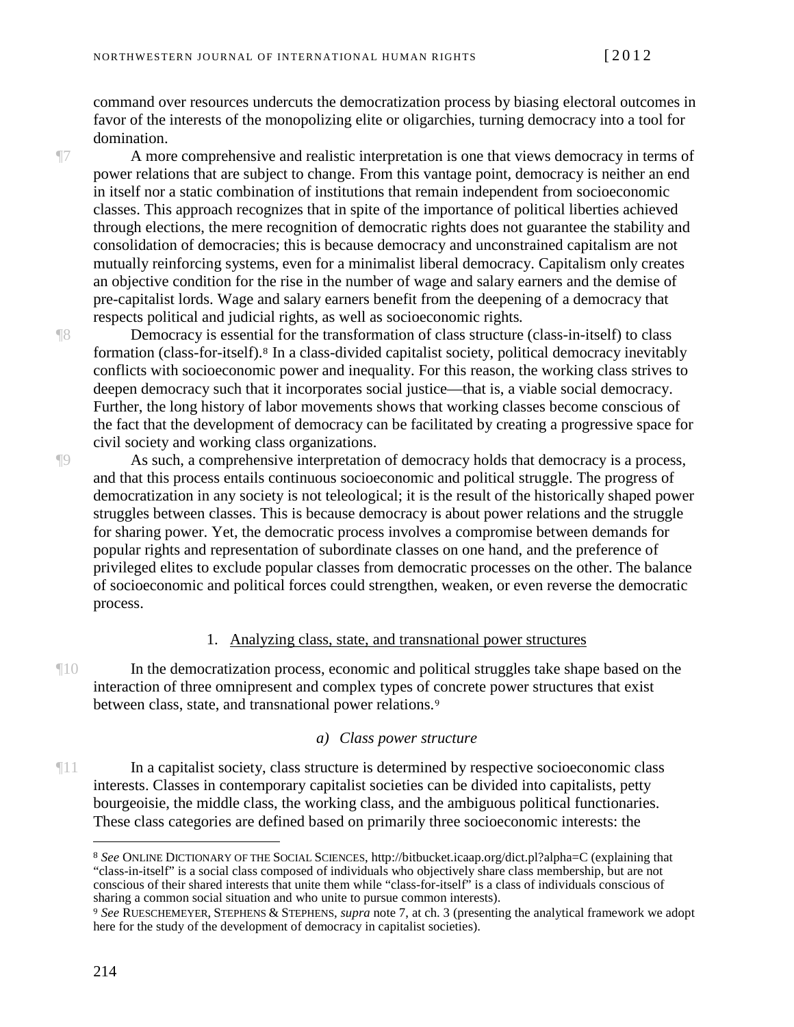command over resources undercuts the democratization process by biasing electoral outcomes in favor of the interests of the monopolizing elite or oligarchies, turning democracy into a tool for domination.

¶7 A more comprehensive and realistic interpretation is one that views democracy in terms of power relations that are subject to change. From this vantage point, democracy is neither an end in itself nor a static combination of institutions that remain independent from socioeconomic classes. This approach recognizes that in spite of the importance of political liberties achieved through elections, the mere recognition of democratic rights does not guarantee the stability and consolidation of democracies; this is because democracy and unconstrained capitalism are not mutually reinforcing systems, even for a minimalist liberal democracy. Capitalism only creates an objective condition for the rise in the number of wage and salary earners and the demise of pre-capitalist lords. Wage and salary earners benefit from the deepening of a democracy that respects political and judicial rights, as well as socioeconomic rights.

¶8 Democracy is essential for the transformation of class structure (class-in-itself) to class formation (class-for-itself).[8] In a class-divided capitalist society, political democracy inevitably conflicts with socioeconomic power and inequality. For this reason, the working class strives to deepen democracy such that it incorporates social justice—that is, a viable social democracy. Further, the long history of labor movements shows that working classes become conscious of the fact that the development of democracy can be facilitated by creating a progressive space for civil society and working class organizations.

¶9 As such, a comprehensive interpretation of democracy holds that democracy is a process, and that this process entails continuous socioeconomic and political struggle. The progress of democratization in any society is not teleological; it is the result of the historically shaped power struggles between classes. This is because democracy is about power relations and the struggle for sharing power. Yet, the democratic process involves a compromise between demands for popular rights and representation of subordinate classes on one hand, and the preference of privileged elites to exclude popular classes from democratic processes on the other. The balance of socioeconomic and political forces could strengthen, weaken, or even reverse the democratic process.

### 1. Analyzing class, state, and transnational power structures

¶10 In the democratization process, economic and political struggles take shape based on the interaction of three omnipresent and complex types of concrete power structures that exist between class, state, and transnational power relations.[9]

#### *a) Class power structure*

¶11 In a capitalist society, class structure is determined by respective socioeconomic class interests. Classes in contemporary capitalist societies can be divided into capitalists, petty bourgeoisie, the middle class, the working class, and the ambiguous political functionaries. These class categories are defined based on primarily three socioeconomic interests: the

---

[8] *See* ONLINE DICTIONARY OF THE SOCIAL SCIENCES, http://bitbucket.icaap.org/dict.pl?alpha=C (explaining that "class-in-itself" is a social class composed of individuals who objectively share class membership, but are not conscious of their shared interests that unite them while "class-for-itself" is a class of individuals conscious of sharing a common social situation and who unite to pursue common interests).

[9] *See* RUESCHEMEYER, STEPHENS & STEPHENS, *supra* note 7, at ch. 3 (presenting the analytical framework we adopt here for the study of the development of democracy in capitalist societies).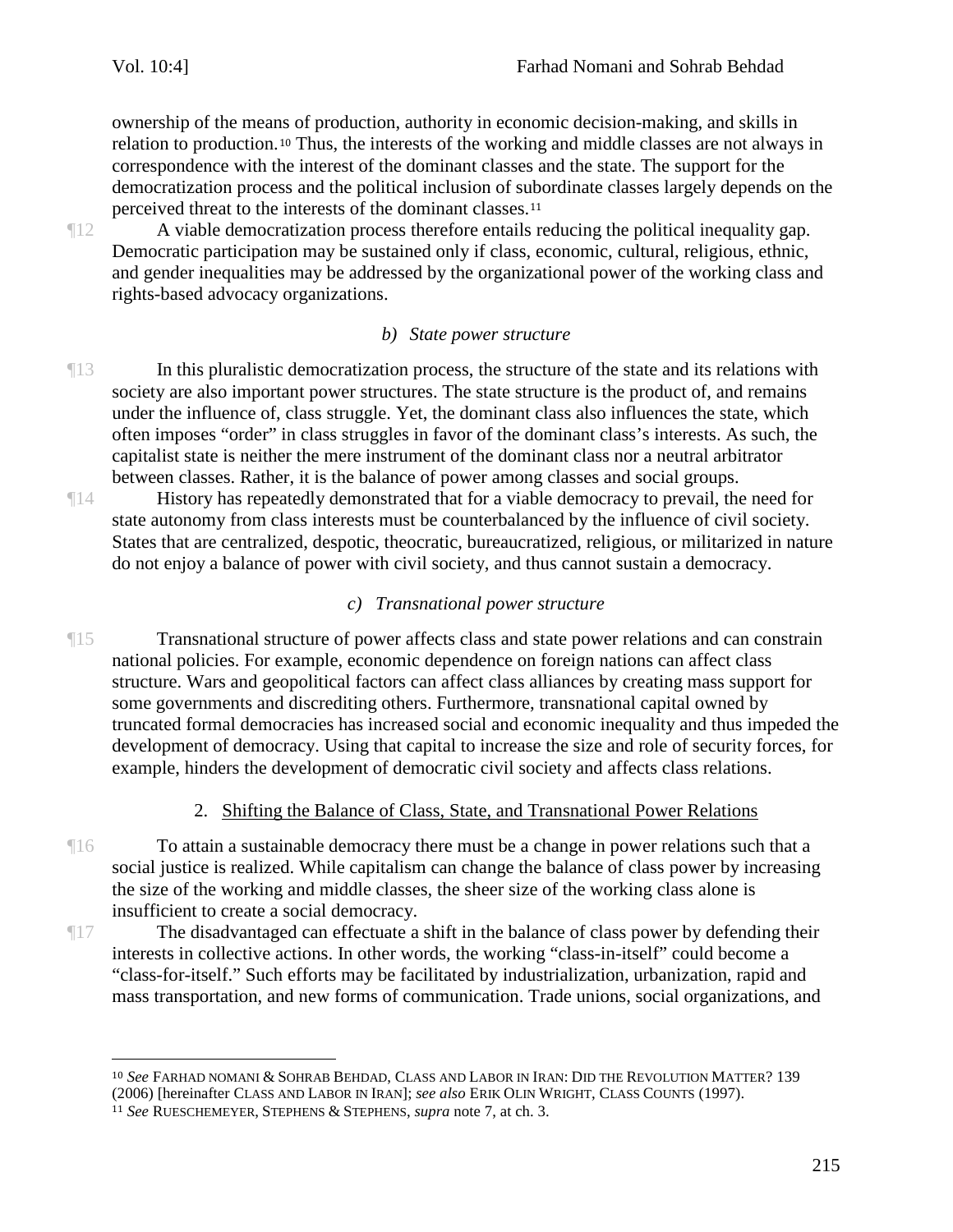ownership of the means of production, authority in economic decision-making, and skills in relation to production.[10] Thus, the interests of the working and middle classes are not always in correspondence with the interest of the dominant classes and the state. The support for the democratization process and the political inclusion of subordinate classes largely depends on the perceived threat to the interests of the dominant classes.[11]

¶12 A viable democratization process therefore entails reducing the political inequality gap. Democratic participation may be sustained only if class, economic, cultural, religious, ethnic, and gender inequalities may be addressed by the organizational power of the working class and rights-based advocacy organizations.

### *b) State power structure*

¶13 In this pluralistic democratization process, the structure of the state and its relations with society are also important power structures. The state structure is the product of, and remains under the influence of, class struggle. Yet, the dominant class also influences the state, which often imposes "order" in class struggles in favor of the dominant class's interests. As such, the capitalist state is neither the mere instrument of the dominant class nor a neutral arbitrator between classes. Rather, it is the balance of power among classes and social groups.

¶14 History has repeatedly demonstrated that for a viable democracy to prevail, the need for state autonomy from class interests must be counterbalanced by the influence of civil society. States that are centralized, despotic, theocratic, bureaucratized, religious, or militarized in nature do not enjoy a balance of power with civil society, and thus cannot sustain a democracy.

### *c) Transnational power structure*

¶15 Transnational structure of power affects class and state power relations and can constrain national policies. For example, economic dependence on foreign nations can affect class structure. Wars and geopolitical factors can affect class alliances by creating mass support for some governments and discrediting others. Furthermore, transnational capital owned by truncated formal democracies has increased social and economic inequality and thus impeded the development of democracy. Using that capital to increase the size and role of security forces, for example, hinders the development of democratic civil society and affects class relations.

## 2. Shifting the Balance of Class, State, and Transnational Power Relations

¶16 To attain a sustainable democracy there must be a change in power relations such that a social justice is realized. While capitalism can change the balance of class power by increasing the size of the working and middle classes, the sheer size of the working class alone is insufficient to create a social democracy.

¶17 The disadvantaged can effectuate a shift in the balance of class power by defending their interests in collective actions. In other words, the working "class-in-itself" could become a "class-for-itself." Such efforts may be facilitated by industrialization, urbanization, rapid and mass transportation, and new forms of communication. Trade unions, social organizations, and

---

[10] *See* FARHAD NOMANI & SOHRAB BEHDAD, CLASS AND LABOR IN IRAN: DID THE REVOLUTION MATTER? 139 (2006) [hereinafter CLASS AND LABOR IN IRAN]; *see also* ERIK OLIN WRIGHT, CLASS COUNTS (1997).

[11] *See* RUESCHEMEYER, STEPHENS & STEPHENS, *supra* note 7, at ch. 3.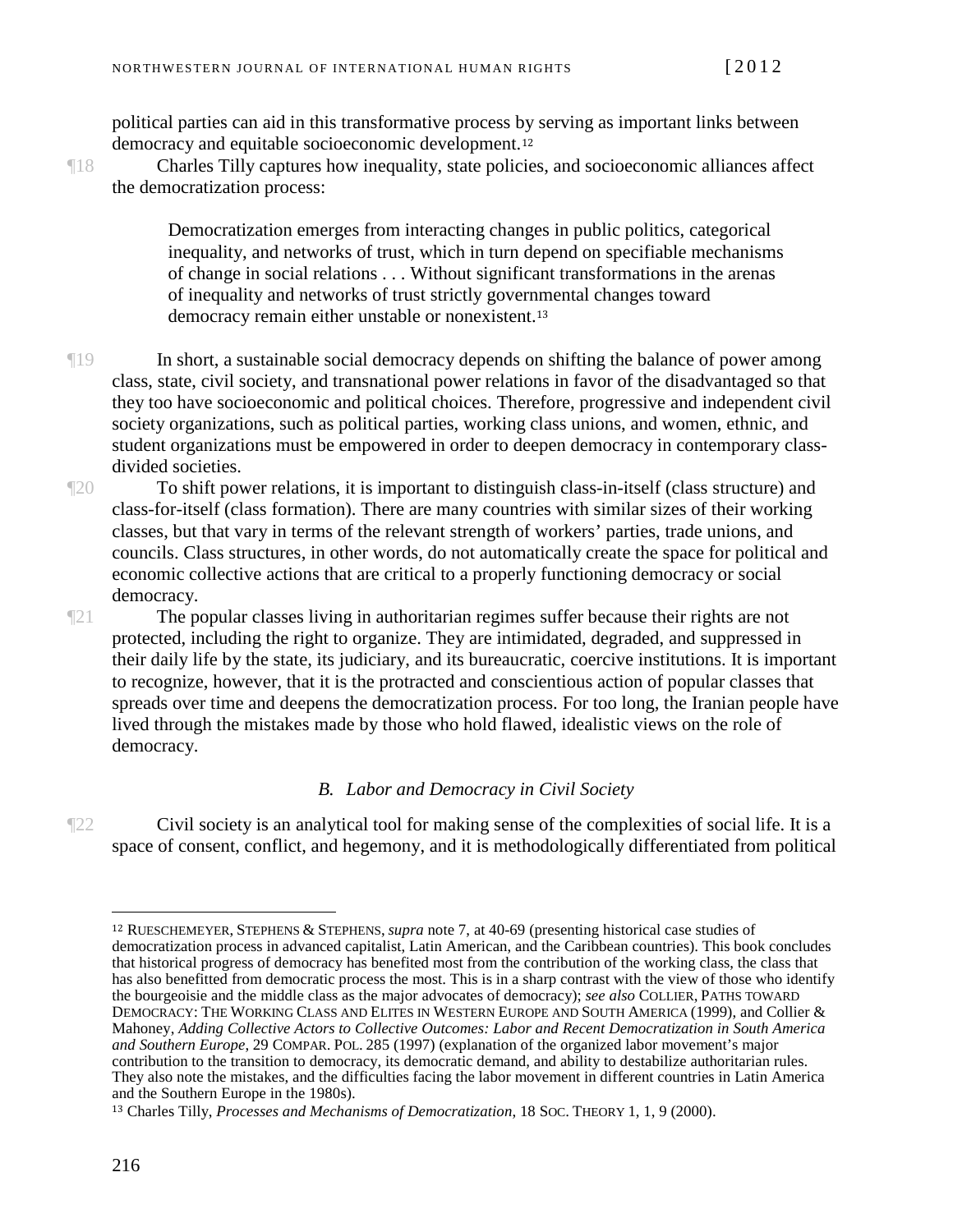political parties can aid in this transformative process by serving as important links between democracy and equitable socioeconomic development.[12]

¶18 Charles Tilly captures how inequality, state policies, and socioeconomic alliances affect the democratization process:

> Democratization emerges from interacting changes in public politics, categorical inequality, and networks of trust, which in turn depend on specifiable mechanisms of change in social relations . . . Without significant transformations in the arenas of inequality and networks of trust strictly governmental changes toward democracy remain either unstable or nonexistent.[13]

¶19 In short, a sustainable social democracy depends on shifting the balance of power among class, state, civil society, and transnational power relations in favor of the disadvantaged so that they too have socioeconomic and political choices. Therefore, progressive and independent civil society organizations, such as political parties, working class unions, and women, ethnic, and student organizations must be empowered in order to deepen democracy in contemporary class-divided societies.

¶20 To shift power relations, it is important to distinguish class-in-itself (class structure) and class-for-itself (class formation). There are many countries with similar sizes of their working classes, but that vary in terms of the relevant strength of workers' parties, trade unions, and councils. Class structures, in other words, do not automatically create the space for political and economic collective actions that are critical to a properly functioning democracy or social democracy.

¶21 The popular classes living in authoritarian regimes suffer because their rights are not protected, including the right to organize. They are intimidated, degraded, and suppressed in their daily life by the state, its judiciary, and its bureaucratic, coercive institutions. It is important to recognize, however, that it is the protracted and conscientious action of popular classes that spreads over time and deepens the democratization process. For too long, the Iranian people have lived through the mistakes made by those who hold flawed, idealistic views on the role of democracy.

### *B. Labor and Democracy in Civil Society*

¶22 Civil society is an analytical tool for making sense of the complexities of social life. It is a space of consent, conflict, and hegemony, and it is methodologically differentiated from political

---

[12] RUESCHEMEYER, STEPHENS & STEPHENS, *supra* note 7, at 40-69 (presenting historical case studies of democratization process in advanced capitalist, Latin American, and the Caribbean countries). This book concludes that historical progress of democracy has benefited most from the contribution of the working class, the class that has also benefitted from democratic process the most. This is in a sharp contrast with the view of those who identify the bourgeoisie and the middle class as the major advocates of democracy); *see also* COLLIER, PATHS TOWARD DEMOCRACY: THE WORKING CLASS AND ELITES IN WESTERN EUROPE AND SOUTH AMERICA (1999), and Collier & Mahoney, *Adding Collective Actors to Collective Outcomes: Labor and Recent Democratization in South America and Southern Europe*, 29 COMPAR. POL. 285 (1997) (explanation of the organized labor movement's major contribution to the transition to democracy, its democratic demand, and ability to destabilize authoritarian rules. They also note the mistakes, and the difficulties facing the labor movement in different countries in Latin America and the Southern Europe in the 1980s).

[13] Charles Tilly, *Processes and Mechanisms of Democratization*, 18 SOC. THEORY 1, 1, 9 (2000).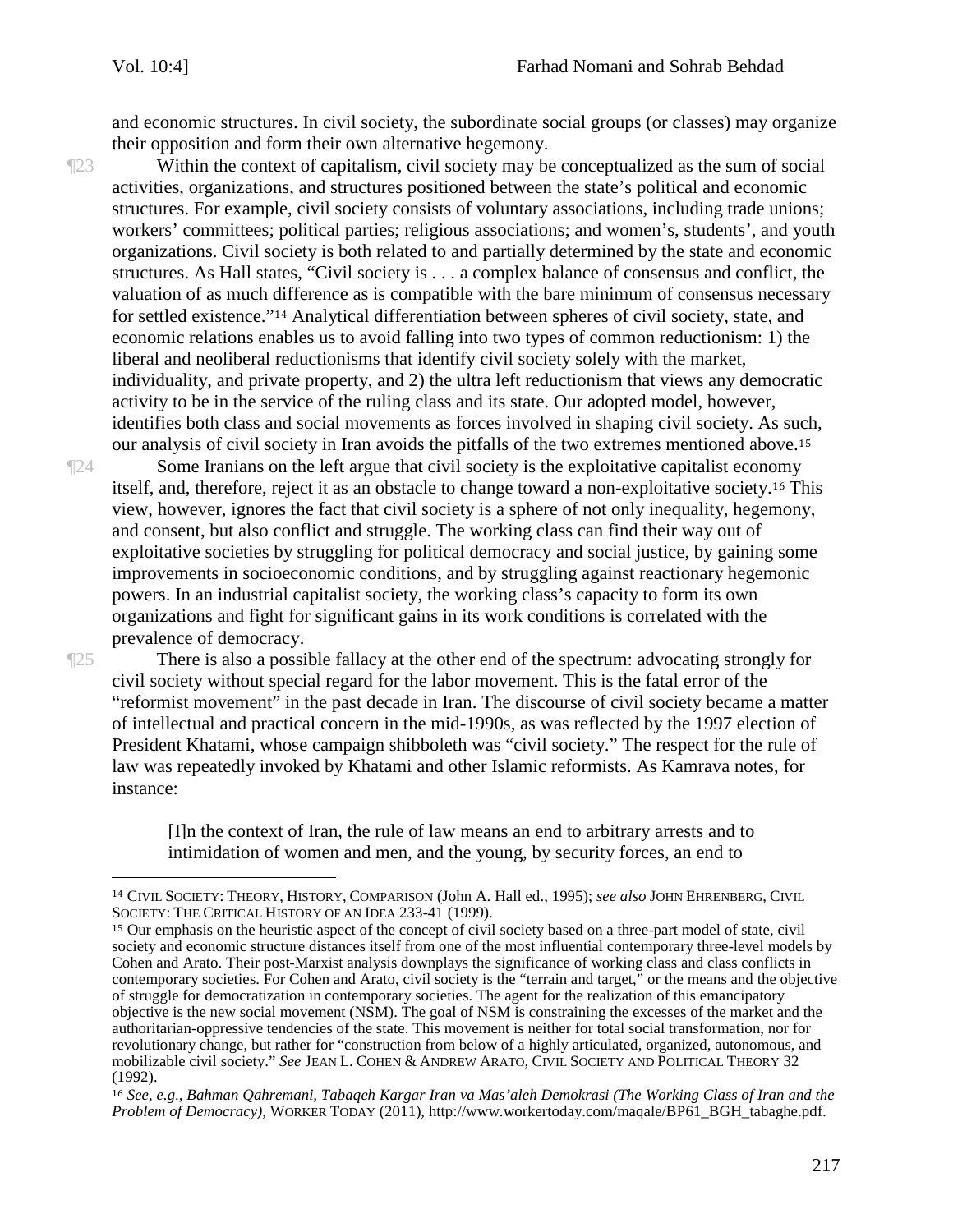and economic structures. In civil society, the subordinate social groups (or classes) may organize their opposition and form their own alternative hegemony.

¶23 Within the context of capitalism, civil society may be conceptualized as the sum of social activities, organizations, and structures positioned between the state's political and economic structures. For example, civil society consists of voluntary associations, including trade unions; workers' committees; political parties; religious associations; and women's, students', and youth organizations. Civil society is both related to and partially determined by the state and economic structures. As Hall states, "Civil society is . . . a complex balance of consensus and conflict, the valuation of as much difference as is compatible with the bare minimum of consensus necessary for settled existence."[14] Analytical differentiation between spheres of civil society, state, and economic relations enables us to avoid falling into two types of common reductionism: 1) the liberal and neoliberal reductionisms that identify civil society solely with the market, individuality, and private property, and 2) the ultra left reductionism that views any democratic activity to be in the service of the ruling class and its state. Our adopted model, however, identifies both class and social movements as forces involved in shaping civil society. As such, our analysis of civil society in Iran avoids the pitfalls of the two extremes mentioned above.[15]

¶24 Some Iranians on the left argue that civil society is the exploitative capitalist economy itself, and, therefore, reject it as an obstacle to change toward a non-exploitative society.[16] This view, however, ignores the fact that civil society is a sphere of not only inequality, hegemony, and consent, but also conflict and struggle. The working class can find their way out of exploitative societies by struggling for political democracy and social justice, by gaining some improvements in socioeconomic conditions, and by struggling against reactionary hegemonic powers. In an industrial capitalist society, the working class's capacity to form its own organizations and fight for significant gains in its work conditions is correlated with the prevalence of democracy.

¶25 There is also a possible fallacy at the other end of the spectrum: advocating strongly for civil society without special regard for the labor movement. This is the fatal error of the "reformist movement" in the past decade in Iran. The discourse of civil society became a matter of intellectual and practical concern in the mid-1990s, as was reflected by the 1997 election of President Khatami, whose campaign shibboleth was "civil society." The respect for the rule of law was repeatedly invoked by Khatami and other Islamic reformists. As Kamrava notes, for instance:

> [I]n the context of Iran, the rule of law means an end to arbitrary arrests and to intimidation of women and men, and the young, by security forces, an end to

---

[14] CIVIL SOCIETY: THEORY, HISTORY, COMPARISON (John A. Hall ed., 1995); *see also* JOHN EHRENBERG, CIVIL SOCIETY: THE CRITICAL HISTORY OF AN IDEA 233-41 (1999).

[15] Our emphasis on the heuristic aspect of the concept of civil society based on a three-part model of state, civil society and economic structure distances itself from one of the most influential contemporary three-level models by Cohen and Arato. Their post-Marxist analysis downplays the significance of working class and class conflicts in contemporary societies. For Cohen and Arato, civil society is the "terrain and target," or the means and the objective of struggle for democratization in contemporary societies. The agent for the realization of this emancipatory objective is the new social movement (NSM). The goal of NSM is constraining the excesses of the market and the authoritarian-oppressive tendencies of the state. This movement is neither for total social transformation, nor for revolutionary change, but rather for "construction from below of a highly articulated, organized, autonomous, and mobilizable civil society." *See* JEAN L. COHEN & ANDREW ARATO, CIVIL SOCIETY AND POLITICAL THEORY 32 (1992).

[16] *See, e.g*., *Bahman Qahremani, Tabaqeh Kargar Iran va Mas'aleh Demokrasi (The Working Class of Iran and the Problem of Democracy)*, WORKER TODAY (2011), http://www.workertoday.com/maqale/BP61_BGH_tabaghe.pdf.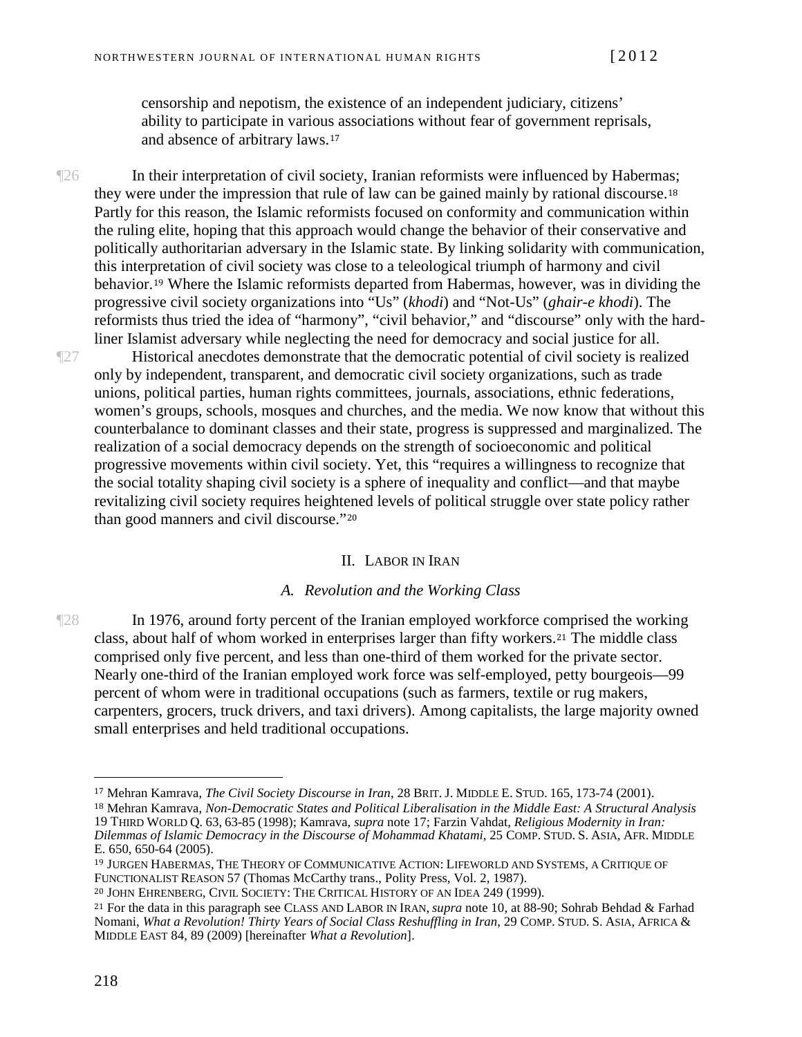censorship and nepotism, the existence of an independent judiciary, citizens' ability to participate in various associations without fear of government reprisals, and absence of arbitrary laws.[17]

¶26 In their interpretation of civil society, Iranian reformists were influenced by Habermas; they were under the impression that rule of law can be gained mainly by rational discourse.[18] Partly for this reason, the Islamic reformists focused on conformity and communication within the ruling elite, hoping that this approach would change the behavior of their conservative and politically authoritarian adversary in the Islamic state. By linking solidarity with communication, this interpretation of civil society was close to a teleological triumph of harmony and civil behavior.[19] Where the Islamic reformists departed from Habermas, however, was in dividing the progressive civil society organizations into "Us" (*khodi*) and "Not-Us" (*ghair-e khodi*). The reformists thus tried the idea of "harmony", "civil behavior," and "discourse" only with the hard-liner Islamist adversary while neglecting the need for democracy and social justice for all.

¶27 Historical anecdotes demonstrate that the democratic potential of civil society is realized only by independent, transparent, and democratic civil society organizations, such as trade unions, political parties, human rights committees, journals, associations, ethnic federations, women's groups, schools, mosques and churches, and the media. We now know that without this counterbalance to dominant classes and their state, progress is suppressed and marginalized. The realization of a social democracy depends on the strength of socioeconomic and political progressive movements within civil society. Yet, this "requires a willingness to recognize that the social totality shaping civil society is a sphere of inequality and conflict—and that maybe revitalizing civil society requires heightened levels of political struggle over state policy rather than good manners and civil discourse."[20]

## II. Labor in Iran

### *A. Revolution and the Working Class*

¶28 In 1976, around forty percent of the Iranian employed workforce comprised the working class, about half of whom worked in enterprises larger than fifty workers.[21] The middle class comprised only five percent, and less than one-third of them worked for the private sector. Nearly one-third of the Iranian employed work force was self-employed, petty bourgeois—99 percent of whom were in traditional occupations (such as farmers, textile or rug makers, carpenters, grocers, truck drivers, and taxi drivers). Among capitalists, the large majority owned small enterprises and held traditional occupations.

---

[17] Mehran Kamrava, *The Civil Society Discourse in Iran*, 28 Brit. J. Middle E. Stud. 165, 173-74 (2001).

[18] Mehran Kamrava, *Non-Democratic States and Political Liberalisation in the Middle East: A Structural Analysis* 19 Third World Q. 63, 63-85 (1998); Kamrava, *supra* note 17; Farzin Vahdat, *Religious Modernity in Iran: Dilemmas of Islamic Democracy in the Discourse of Mohammad Khatami*, 25 Comp. Stud. S. Asia, Afr. Middle E. 650, 650-64 (2005).

[19] Jurgen Habermas, The Theory of Communicative Action: Lifeworld and Systems, A Critique of Functionalist Reason 57 (Thomas McCarthy trans., Polity Press, Vol. 2, 1987).

[20] John Ehrenberg, Civil Society: The Critical History of an Idea 249 (1999).

[21] For the data in this paragraph see Class and Labor in Iran, *supra* note 10, at 88-90; Sohrab Behdad & Farhad Nomani, *What a Revolution! Thirty Years of Social Class Reshuffling in Iran*, 29 Comp. Stud. S. Asia, Africa & Middle East 84, 89 (2009) [hereinafter *What a Revolution*].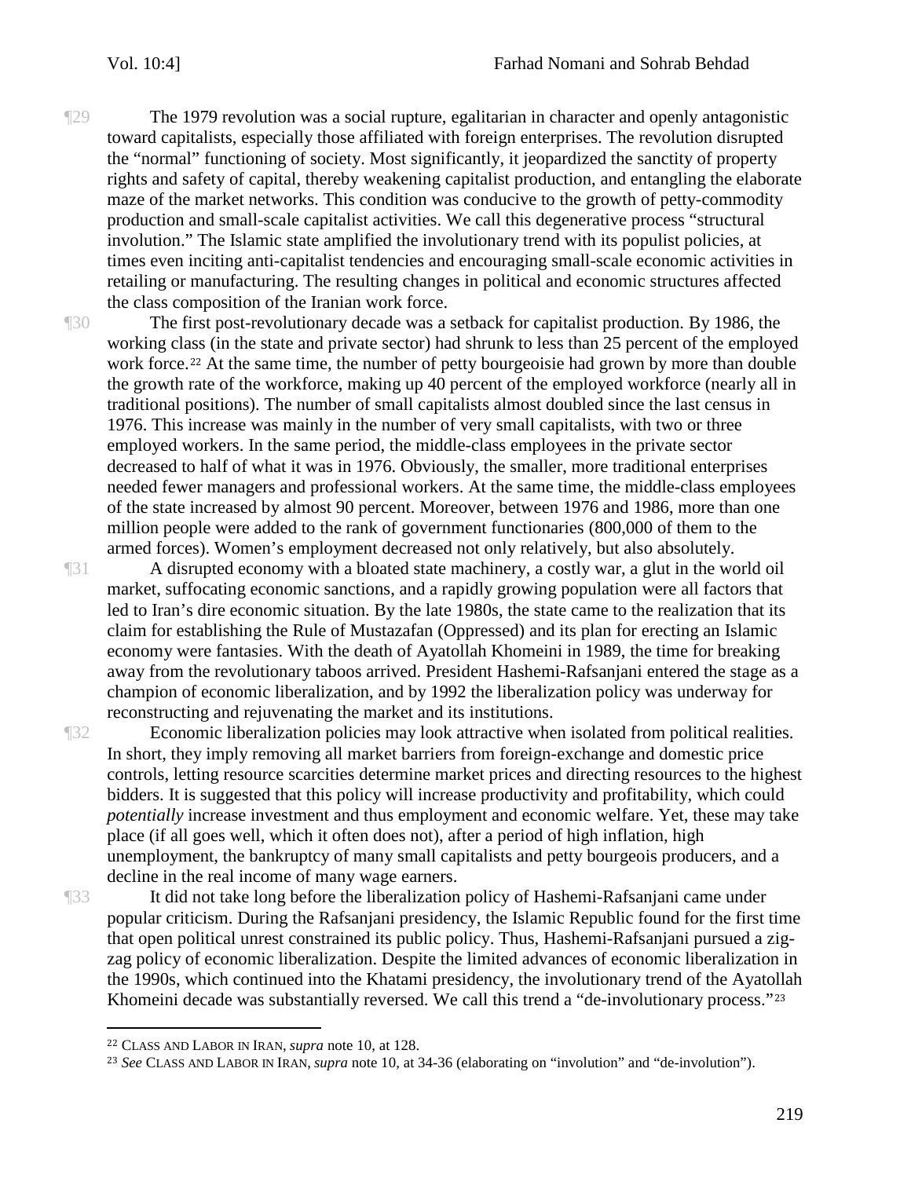¶29 The 1979 revolution was a social rupture, egalitarian in character and openly antagonistic toward capitalists, especially those affiliated with foreign enterprises. The revolution disrupted the "normal" functioning of society. Most significantly, it jeopardized the sanctity of property rights and safety of capital, thereby weakening capitalist production, and entangling the elaborate maze of the market networks. This condition was conducive to the growth of petty-commodity production and small-scale capitalist activities. We call this degenerative process "structural involution." The Islamic state amplified the involutionary trend with its populist policies, at times even inciting anti-capitalist tendencies and encouraging small-scale economic activities in retailing or manufacturing. The resulting changes in political and economic structures affected the class composition of the Iranian work force.

¶30 The first post-revolutionary decade was a setback for capitalist production. By 1986, the working class (in the state and private sector) had shrunk to less than 25 percent of the employed work force.[22] At the same time, the number of petty bourgeoisie had grown by more than double the growth rate of the workforce, making up 40 percent of the employed workforce (nearly all in traditional positions). The number of small capitalists almost doubled since the last census in 1976. This increase was mainly in the number of very small capitalists, with two or three employed workers. In the same period, the middle-class employees in the private sector decreased to half of what it was in 1976. Obviously, the smaller, more traditional enterprises needed fewer managers and professional workers. At the same time, the middle-class employees of the state increased by almost 90 percent. Moreover, between 1976 and 1986, more than one million people were added to the rank of government functionaries (800,000 of them to the armed forces). Women's employment decreased not only relatively, but also absolutely.

¶31 A disrupted economy with a bloated state machinery, a costly war, a glut in the world oil market, suffocating economic sanctions, and a rapidly growing population were all factors that led to Iran's dire economic situation. By the late 1980s, the state came to the realization that its claim for establishing the Rule of Mustazafan (Oppressed) and its plan for erecting an Islamic economy were fantasies. With the death of Ayatollah Khomeini in 1989, the time for breaking away from the revolutionary taboos arrived. President Hashemi-Rafsanjani entered the stage as a champion of economic liberalization, and by 1992 the liberalization policy was underway for reconstructing and rejuvenating the market and its institutions.

¶32 Economic liberalization policies may look attractive when isolated from political realities. In short, they imply removing all market barriers from foreign-exchange and domestic price controls, letting resource scarcities determine market prices and directing resources to the highest bidders. It is suggested that this policy will increase productivity and profitability, which could *potentially* increase investment and thus employment and economic welfare. Yet, these may take place (if all goes well, which it often does not), after a period of high inflation, high unemployment, the bankruptcy of many small capitalists and petty bourgeois producers, and a decline in the real income of many wage earners.

¶33 It did not take long before the liberalization policy of Hashemi-Rafsanjani came under popular criticism. During the Rafsanjani presidency, the Islamic Republic found for the first time that open political unrest constrained its public policy. Thus, Hashemi-Rafsanjani pursued a zig-zag policy of economic liberalization. Despite the limited advances of economic liberalization in the 1990s, which continued into the Khatami presidency, the involutionary trend of the Ayatollah Khomeini decade was substantially reversed. We call this trend a "de-involutionary process."[23]

---

[22] CLASS AND LABOR IN IRAN, *supra* note 10, at 128.

[23] *See* CLASS AND LABOR IN IRAN, *supra* note 10, at 34-36 (elaborating on "involution" and "de-involution").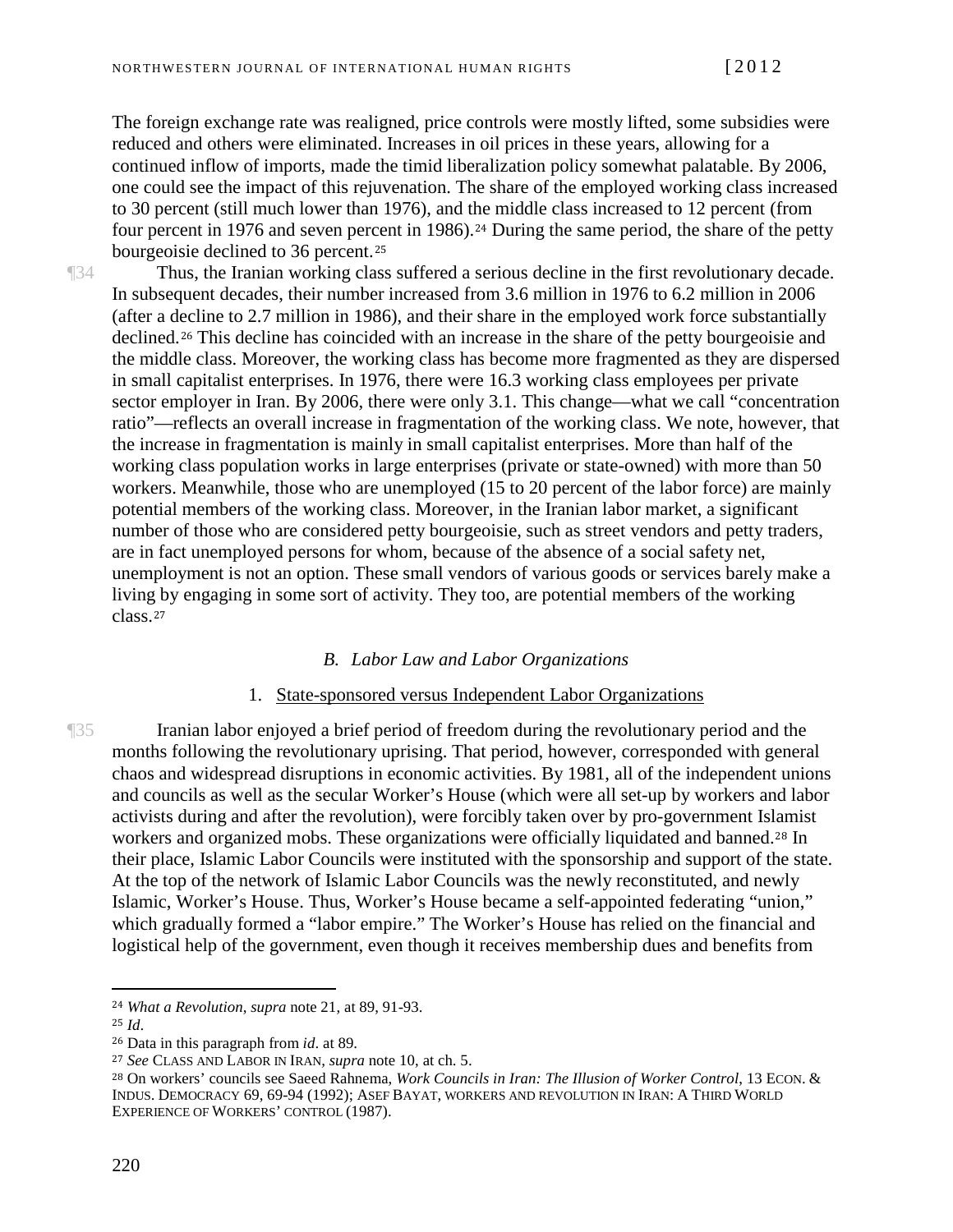The foreign exchange rate was realigned, price controls were mostly lifted, some subsidies were reduced and others were eliminated. Increases in oil prices in these years, allowing for a continued inflow of imports, made the timid liberalization policy somewhat palatable. By 2006, one could see the impact of this rejuvenation. The share of the employed working class increased to 30 percent (still much lower than 1976), and the middle class increased to 12 percent (from four percent in 1976 and seven percent in 1986).[24] During the same period, the share of the petty bourgeoisie declined to 36 percent.[25]

¶34 Thus, the Iranian working class suffered a serious decline in the first revolutionary decade. In subsequent decades, their number increased from 3.6 million in 1976 to 6.2 million in 2006 (after a decline to 2.7 million in 1986), and their share in the employed work force substantially declined.[26] This decline has coincided with an increase in the share of the petty bourgeoisie and the middle class. Moreover, the working class has become more fragmented as they are dispersed in small capitalist enterprises. In 1976, there were 16.3 working class employees per private sector employer in Iran. By 2006, there were only 3.1. This change—what we call "concentration ratio"—reflects an overall increase in fragmentation of the working class. We note, however, that the increase in fragmentation is mainly in small capitalist enterprises. More than half of the working class population works in large enterprises (private or state-owned) with more than 50 workers. Meanwhile, those who are unemployed (15 to 20 percent of the labor force) are mainly potential members of the working class. Moreover, in the Iranian labor market, a significant number of those who are considered petty bourgeoisie, such as street vendors and petty traders, are in fact unemployed persons for whom, because of the absence of a social safety net, unemployment is not an option. These small vendors of various goods or services barely make a living by engaging in some sort of activity. They too, are potential members of the working class.[27]

### *B. Labor Law and Labor Organizations*

#### 1. State-sponsored versus Independent Labor Organizations

¶35 Iranian labor enjoyed a brief period of freedom during the revolutionary period and the months following the revolutionary uprising. That period, however, corresponded with general chaos and widespread disruptions in economic activities. By 1981, all of the independent unions and councils as well as the secular Worker's House (which were all set-up by workers and labor activists during and after the revolution), were forcibly taken over by pro-government Islamist workers and organized mobs. These organizations were officially liquidated and banned.[28] In their place, Islamic Labor Councils were instituted with the sponsorship and support of the state. At the top of the network of Islamic Labor Councils was the newly reconstituted, and newly Islamic, Worker's House. Thus, Worker's House became a self-appointed federating "union," which gradually formed a "labor empire." The Worker's House has relied on the financial and logistical help of the government, even though it receives membership dues and benefits from

---

[24] *What a Revolution*, *supra* note 21, at 89, 91-93.

[25] *Id*.

[26] Data in this paragraph from *id*. at 89.

[27] *See* CLASS AND LABOR IN IRAN, *supra* note 10, at ch. 5.

[28] On workers' councils see Saeed Rahnema, *Work Councils in Iran: The Illusion of Worker Control*, 13 ECON. & INDUS. DEMOCRACY 69, 69-94 (1992); ASEF BAYAT, WORKERS AND REVOLUTION IN IRAN: A THIRD WORLD EXPERIENCE OF WORKERS' CONTROL (1987).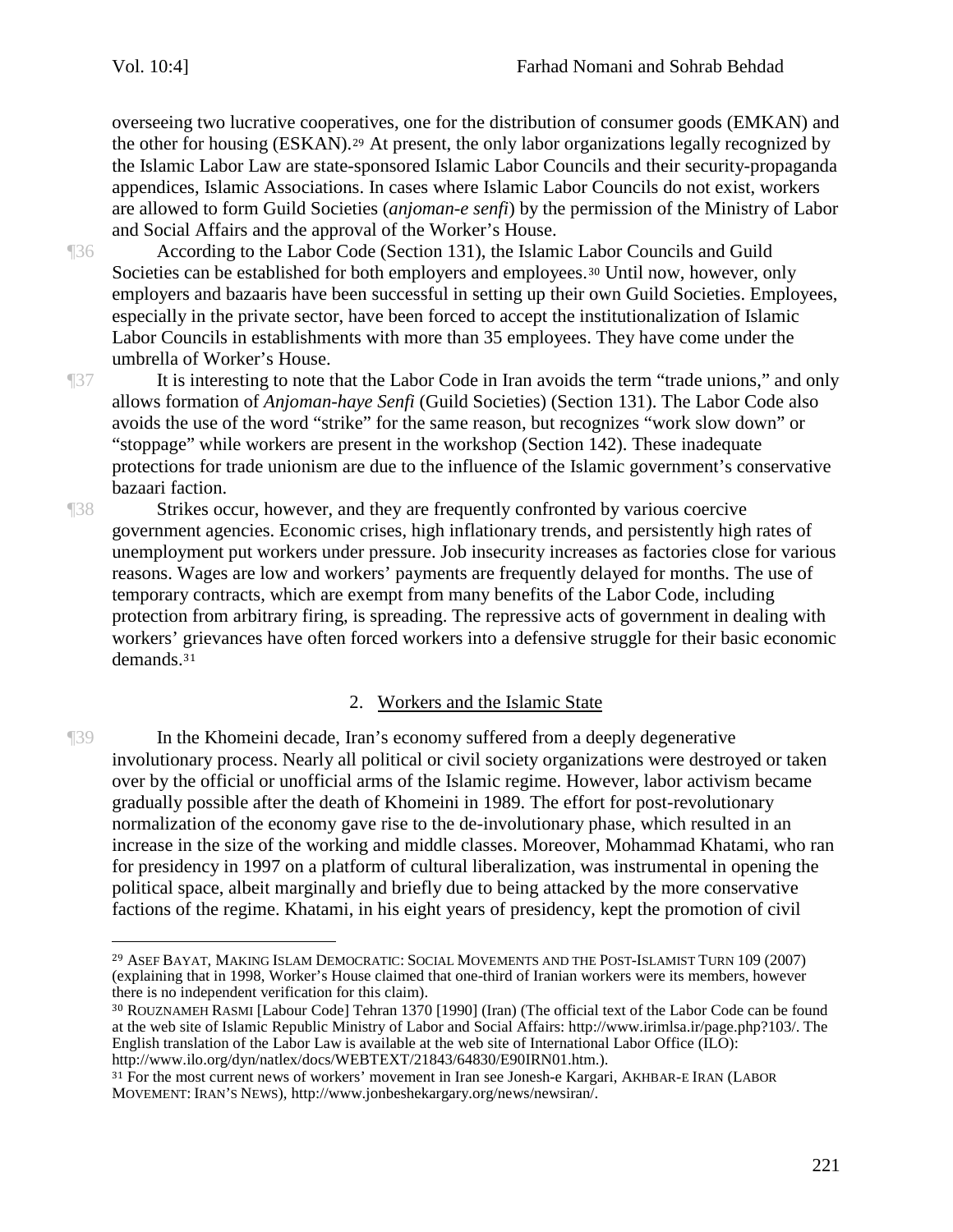overseeing two lucrative cooperatives, one for the distribution of consumer goods (EMKAN) and the other for housing (ESKAN).[29] At present, the only labor organizations legally recognized by the Islamic Labor Law are state-sponsored Islamic Labor Councils and their security-propaganda appendices, Islamic Associations. In cases where Islamic Labor Councils do not exist, workers are allowed to form Guild Societies (*anjoman-e senfi*) by the permission of the Ministry of Labor and Social Affairs and the approval of the Worker's House.

¶36 According to the Labor Code (Section 131), the Islamic Labor Councils and Guild Societies can be established for both employers and employees.[30] Until now, however, only employers and bazaaris have been successful in setting up their own Guild Societies. Employees, especially in the private sector, have been forced to accept the institutionalization of Islamic Labor Councils in establishments with more than 35 employees. They have come under the umbrella of Worker's House.

¶37 It is interesting to note that the Labor Code in Iran avoids the term "trade unions," and only allows formation of *Anjoman-haye Senfi* (Guild Societies) (Section 131). The Labor Code also avoids the use of the word "strike" for the same reason, but recognizes "work slow down" or "stoppage" while workers are present in the workshop (Section 142). These inadequate protections for trade unionism are due to the influence of the Islamic government's conservative bazaari faction.

¶38 Strikes occur, however, and they are frequently confronted by various coercive government agencies. Economic crises, high inflationary trends, and persistently high rates of unemployment put workers under pressure. Job insecurity increases as factories close for various reasons. Wages are low and workers' payments are frequently delayed for months. The use of temporary contracts, which are exempt from many benefits of the Labor Code, including protection from arbitrary firing, is spreading. The repressive acts of government in dealing with workers' grievances have often forced workers into a defensive struggle for their basic economic demands.[31]

## 2. Workers and the Islamic State

¶39 In the Khomeini decade, Iran's economy suffered from a deeply degenerative involutionary process. Nearly all political or civil society organizations were destroyed or taken over by the official or unofficial arms of the Islamic regime. However, labor activism became gradually possible after the death of Khomeini in 1989. The effort for post-revolutionary normalization of the economy gave rise to the de-involutionary phase, which resulted in an increase in the size of the working and middle classes. Moreover, Mohammad Khatami, who ran for presidency in 1997 on a platform of cultural liberalization, was instrumental in opening the political space, albeit marginally and briefly due to being attacked by the more conservative factions of the regime. Khatami, in his eight years of presidency, kept the promotion of civil

---

[29] ASEF BAYAT, MAKING ISLAM DEMOCRATIC: SOCIAL MOVEMENTS AND THE POST-ISLAMIST TURN 109 (2007) (explaining that in 1998, Worker's House claimed that one-third of Iranian workers were its members, however there is no independent verification for this claim).

[30] ROUZNAMEH RASMI [Labour Code] Tehran 1370 [1990] (Iran) (The official text of the Labor Code can be found at the web site of Islamic Republic Ministry of Labor and Social Affairs: http://www.irimlsa.ir/page.php?103/. The English translation of the Labor Law is available at the web site of International Labor Office (ILO): http://www.ilo.org/dyn/natlex/docs/WEBTEXT/21843/64830/E90IRN01.htm.).

[31] For the most current news of workers' movement in Iran see Jonesh-e Kargari, AKHBAR-E IRAN (LABOR MOVEMENT: IRAN'S NEWS), http://www.jonbeshekargary.org/news/newsiran/.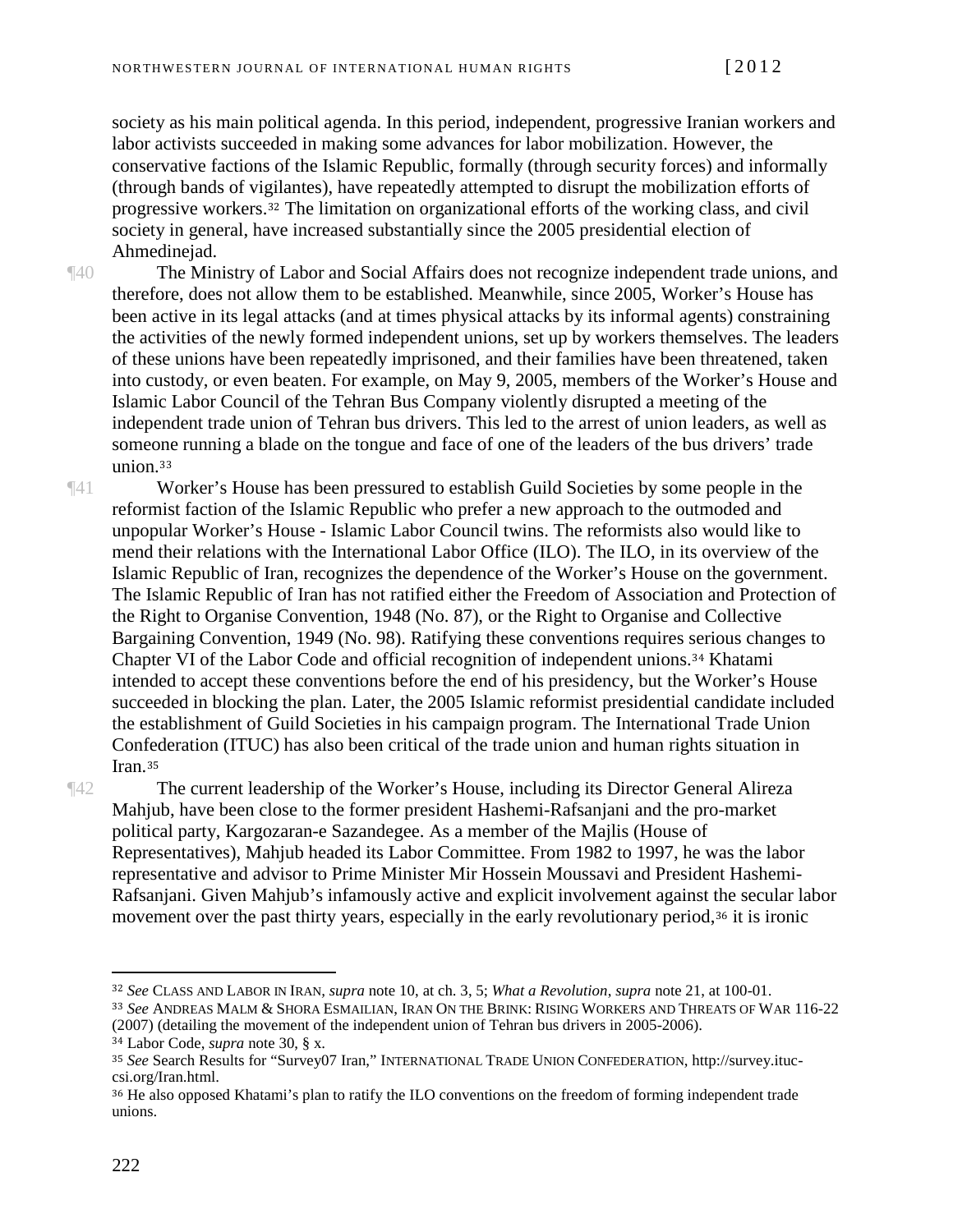society as his main political agenda. In this period, independent, progressive Iranian workers and labor activists succeeded in making some advances for labor mobilization. However, the conservative factions of the Islamic Republic, formally (through security forces) and informally (through bands of vigilantes), have repeatedly attempted to disrupt the mobilization efforts of progressive workers.[32] The limitation on organizational efforts of the working class, and civil society in general, have increased substantially since the 2005 presidential election of Ahmedinejad.

¶40 The Ministry of Labor and Social Affairs does not recognize independent trade unions, and therefore, does not allow them to be established. Meanwhile, since 2005, Worker's House has been active in its legal attacks (and at times physical attacks by its informal agents) constraining the activities of the newly formed independent unions, set up by workers themselves. The leaders of these unions have been repeatedly imprisoned, and their families have been threatened, taken into custody, or even beaten. For example, on May 9, 2005, members of the Worker's House and Islamic Labor Council of the Tehran Bus Company violently disrupted a meeting of the independent trade union of Tehran bus drivers. This led to the arrest of union leaders, as well as someone running a blade on the tongue and face of one of the leaders of the bus drivers' trade union.[33]

¶41 Worker's House has been pressured to establish Guild Societies by some people in the reformist faction of the Islamic Republic who prefer a new approach to the outmoded and unpopular Worker's House - Islamic Labor Council twins. The reformists also would like to mend their relations with the International Labor Office (ILO). The ILO, in its overview of the Islamic Republic of Iran, recognizes the dependence of the Worker's House on the government. The Islamic Republic of Iran has not ratified either the Freedom of Association and Protection of the Right to Organise Convention, 1948 (No. 87), or the Right to Organise and Collective Bargaining Convention, 1949 (No. 98). Ratifying these conventions requires serious changes to Chapter VI of the Labor Code and official recognition of independent unions.[34] Khatami intended to accept these conventions before the end of his presidency, but the Worker's House succeeded in blocking the plan. Later, the 2005 Islamic reformist presidential candidate included the establishment of Guild Societies in his campaign program. The International Trade Union Confederation (ITUC) has also been critical of the trade union and human rights situation in Iran.[35]

¶42 The current leadership of the Worker's House, including its Director General Alireza Mahjub, have been close to the former president Hashemi-Rafsanjani and the pro-market political party, Kargozaran-e Sazandegee. As a member of the Majlis (House of Representatives), Mahjub headed its Labor Committee. From 1982 to 1997, he was the labor representative and advisor to Prime Minister Mir Hossein Moussavi and President Hashemi-Rafsanjani. Given Mahjub's infamously active and explicit involvement against the secular labor movement over the past thirty years, especially in the early revolutionary period,[36] it is ironic

---

[32] *See* CLASS AND LABOR IN IRAN, *supra* note 10, at ch. 3, 5; *What a Revolution*, *supra* note 21, at 100-01.

[33] *See* ANDREAS MALM & SHORA ESMAILIAN, IRAN ON THE BRINK: RISING WORKERS AND THREATS OF WAR 116-22 (2007) (detailing the movement of the independent union of Tehran bus drivers in 2005-2006).

[34] Labor Code, *supra* note 30, § x.

[35] *See* Search Results for "Survey07 Iran," INTERNATIONAL TRADE UNION CONFEDERATION, http://survey.ituc-csi.org/Iran.html.

[36] He also opposed Khatami's plan to ratify the ILO conventions on the freedom of forming independent trade unions.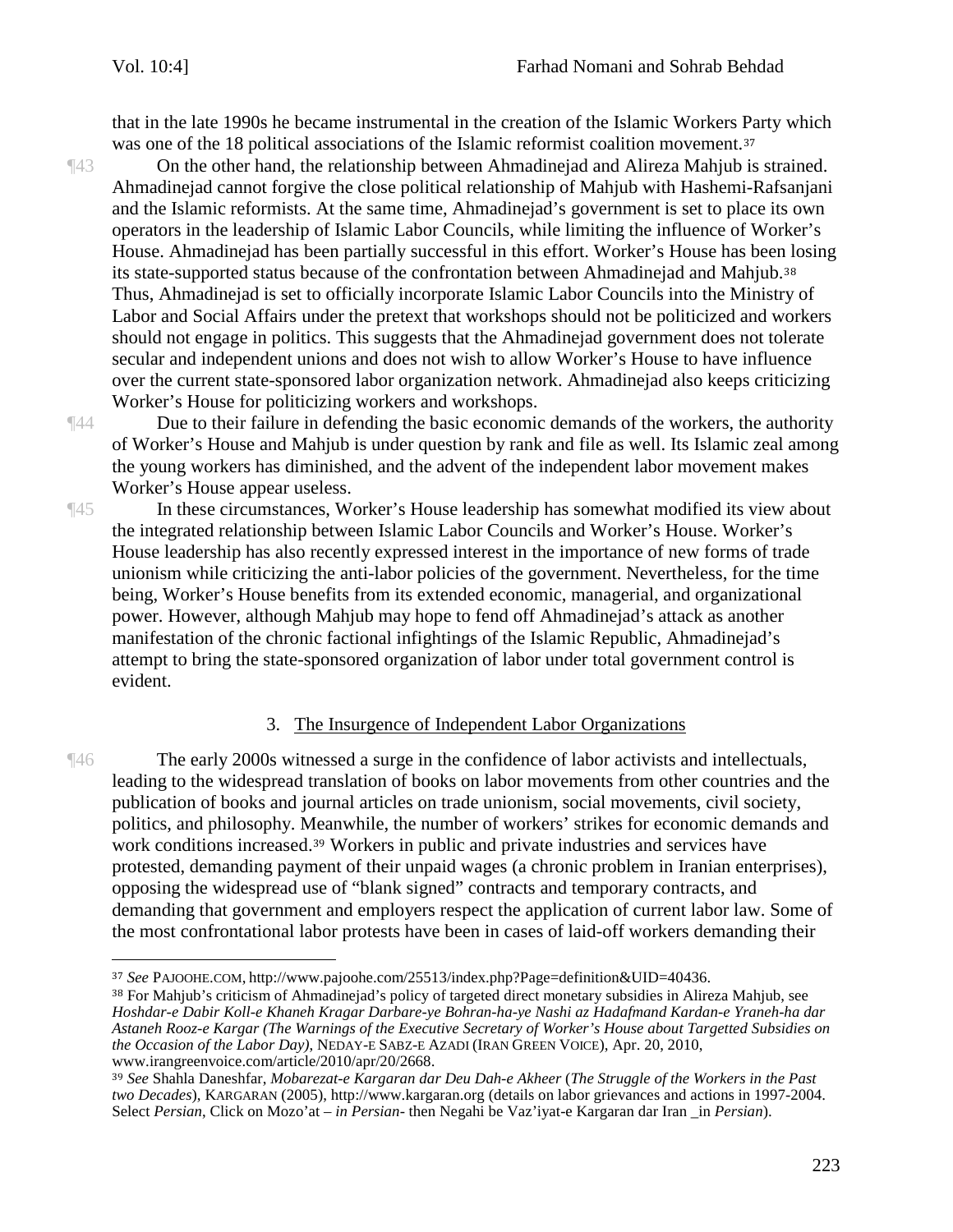that in the late 1990s he became instrumental in the creation of the Islamic Workers Party which was one of the 18 political associations of the Islamic reformist coalition movement.[37]

¶43 On the other hand, the relationship between Ahmadinejad and Alireza Mahjub is strained. Ahmadinejad cannot forgive the close political relationship of Mahjub with Hashemi-Rafsanjani and the Islamic reformists. At the same time, Ahmadinejad's government is set to place its own operators in the leadership of Islamic Labor Councils, while limiting the influence of Worker's House. Ahmadinejad has been partially successful in this effort. Worker's House has been losing its state-supported status because of the confrontation between Ahmadinejad and Mahjub.[38] Thus, Ahmadinejad is set to officially incorporate Islamic Labor Councils into the Ministry of Labor and Social Affairs under the pretext that workshops should not be politicized and workers should not engage in politics. This suggests that the Ahmadinejad government does not tolerate secular and independent unions and does not wish to allow Worker's House to have influence over the current state-sponsored labor organization network. Ahmadinejad also keeps criticizing Worker's House for politicizing workers and workshops.

¶44 Due to their failure in defending the basic economic demands of the workers, the authority of Worker's House and Mahjub is under question by rank and file as well. Its Islamic zeal among the young workers has diminished, and the advent of the independent labor movement makes Worker's House appear useless.

¶45 In these circumstances, Worker's House leadership has somewhat modified its view about the integrated relationship between Islamic Labor Councils and Worker's House. Worker's House leadership has also recently expressed interest in the importance of new forms of trade unionism while criticizing the anti-labor policies of the government. Nevertheless, for the time being, Worker's House benefits from its extended economic, managerial, and organizational power. However, although Mahjub may hope to fend off Ahmadinejad's attack as another manifestation of the chronic factional infightings of the Islamic Republic, Ahmadinejad's attempt to bring the state-sponsored organization of labor under total government control is evident.

### 3. The Insurgence of Independent Labor Organizations

¶46 The early 2000s witnessed a surge in the confidence of labor activists and intellectuals, leading to the widespread translation of books on labor movements from other countries and the publication of books and journal articles on trade unionism, social movements, civil society, politics, and philosophy. Meanwhile, the number of workers' strikes for economic demands and work conditions increased.[39] Workers in public and private industries and services have protested, demanding payment of their unpaid wages (a chronic problem in Iranian enterprises), opposing the widespread use of "blank signed" contracts and temporary contracts, and demanding that government and employers respect the application of current labor law. Some of the most confrontational labor protests have been in cases of laid-off workers demanding their

---

[37] *See* PAJOOHE.COM, http://www.pajoohe.com/25513/index.php?Page=definition&UID=40436.

[38] For Mahjub's criticism of Ahmadinejad's policy of targeted direct monetary subsidies in Alireza Mahjub, see *Hoshdar-e Dabir Koll-e Khaneh Kragar Darbare-ye Bohran-ha-ye Nashi az Hadafmand Kardan-e Yraneh-ha dar Astaneh Rooz-e Kargar (The Warnings of the Executive Secretary of Worker's House about Targetted Subsidies on the Occasion of the Labor Day)*, NEDAY-E SABZ-E AZADI (IRAN GREEN VOICE), Apr. 20, 2010, www.irangreenvoice.com/article/2010/apr/20/2668.

[39] *See* Shahla Daneshfar, *Mobarezat-e Kargaran dar Deu Dah-e Akheer* (*The Struggle of the Workers in the Past two Decades*), KARGARAN (2005), http://www.kargaran.org (details on labor grievances and actions in 1997-2004. Select *Persian*, Click on Mozo'at – *in Persian*- then Negahi be Vaz'iyat-e Kargaran dar Iran _in *Persian*).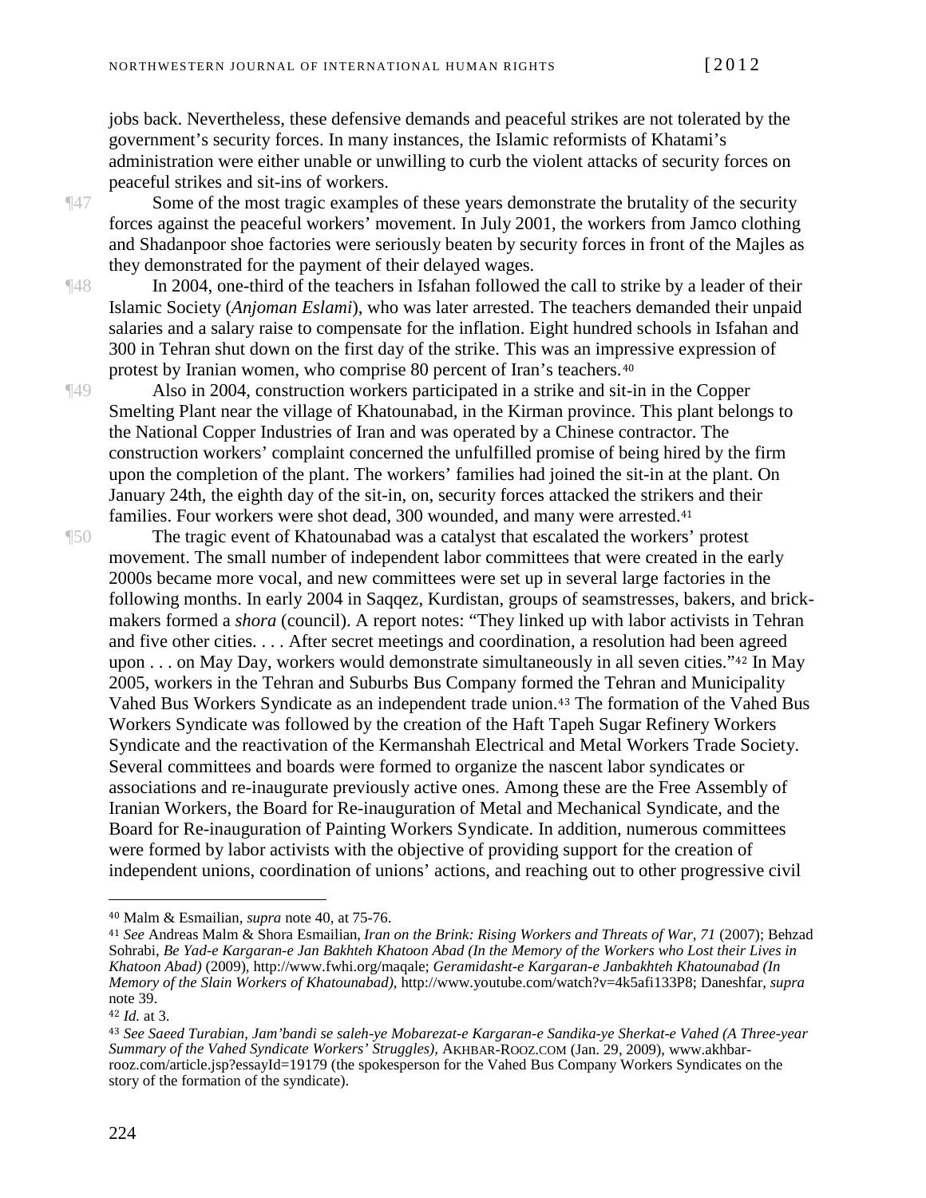jobs back. Nevertheless, these defensive demands and peaceful strikes are not tolerated by the government's security forces. In many instances, the Islamic reformists of Khatami's administration were either unable or unwilling to curb the violent attacks of security forces on peaceful strikes and sit-ins of workers.

¶47 Some of the most tragic examples of these years demonstrate the brutality of the security forces against the peaceful workers' movement. In July 2001, the workers from Jamco clothing and Shadanpoor shoe factories were seriously beaten by security forces in front of the Majles as they demonstrated for the payment of their delayed wages.

¶48 In 2004, one-third of the teachers in Isfahan followed the call to strike by a leader of their Islamic Society (*Anjoman Eslami*), who was later arrested. The teachers demanded their unpaid salaries and a salary raise to compensate for the inflation. Eight hundred schools in Isfahan and 300 in Tehran shut down on the first day of the strike. This was an impressive expression of protest by Iranian women, who comprise 80 percent of Iran's teachers.[40]

¶49 Also in 2004, construction workers participated in a strike and sit-in in the Copper Smelting Plant near the village of Khatounabad, in the Kirman province. This plant belongs to the National Copper Industries of Iran and was operated by a Chinese contractor. The construction workers' complaint concerned the unfulfilled promise of being hired by the firm upon the completion of the plant. The workers' families had joined the sit-in at the plant. On January 24th, the eighth day of the sit-in, on, security forces attacked the strikers and their families. Four workers were shot dead, 300 wounded, and many were arrested.[41]

¶50 The tragic event of Khatounabad was a catalyst that escalated the workers' protest movement. The small number of independent labor committees that were created in the early 2000s became more vocal, and new committees were set up in several large factories in the following months. In early 2004 in Saqqez, Kurdistan, groups of seamstresses, bakers, and brick-makers formed a *shora* (council). A report notes: "They linked up with labor activists in Tehran and five other cities. . . . After secret meetings and coordination, a resolution had been agreed upon . . . on May Day, workers would demonstrate simultaneously in all seven cities."[42] In May 2005, workers in the Tehran and Suburbs Bus Company formed the Tehran and Municipality Vahed Bus Workers Syndicate as an independent trade union.[43] The formation of the Vahed Bus Workers Syndicate was followed by the creation of the Haft Tapeh Sugar Refinery Workers Syndicate and the reactivation of the Kermanshah Electrical and Metal Workers Trade Society. Several committees and boards were formed to organize the nascent labor syndicates or associations and re-inaugurate previously active ones. Among these are the Free Assembly of Iranian Workers, the Board for Re-inauguration of Metal and Mechanical Syndicate, and the Board for Re-inauguration of Painting Workers Syndicate. In addition, numerous committees were formed by labor activists with the objective of providing support for the creation of independent unions, coordination of unions' actions, and reaching out to other progressive civil

---

[40] Malm & Esmailian, *supra* note 40, at 75-76.

[41] *See* Andreas Malm & Shora Esmailian, *Iran on the Brink: Rising Workers and Threats of War, 71* (2007); Behzad Sohrabi, *Be Yad-e Kargaran-e Jan Bakhteh Khatoon Abad (In the Memory of the Workers who Lost their Lives in Khatoon Abad)* (2009), http://www.fwhi.org/maqale; *Geramidasht-e Kargaran-e Janbakhteh Khatounabad (In Memory of the Slain Workers of Khatounabad)*, http://www.youtube.com/watch?v=4k5afi133P8; Daneshfar, *supra* note 39.

[42] *Id.* at 3.

[43] *See Saeed Turabian, Jam'bandi se saleh-ye Mobarezat-e Kargaran-e Sandika-ye Sherkat-e Vahed (A Three-year Summary of the Vahed Syndicate Workers' Struggles),* AKHBAR-ROOZ.COM (Jan. 29, 2009), www.akhbar-rooz.com/article.jsp?essayId=19179 (the spokesperson for the Vahed Bus Company Workers Syndicates on the story of the formation of the syndicate).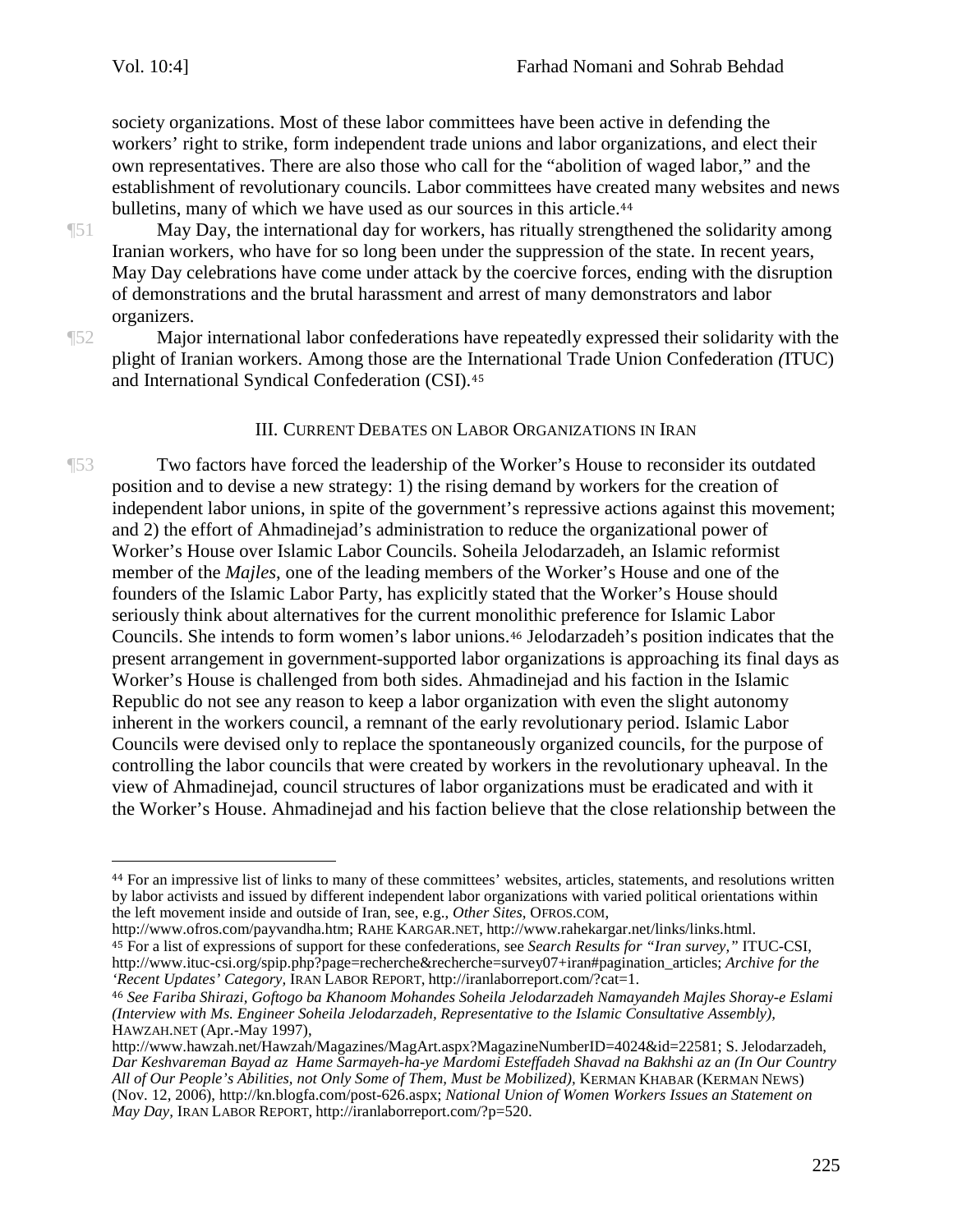society organizations. Most of these labor committees have been active in defending the workers' right to strike, form independent trade unions and labor organizations, and elect their own representatives. There are also those who call for the "abolition of waged labor," and the establishment of revolutionary councils. Labor committees have created many websites and news bulletins, many of which we have used as our sources in this article.[44]

¶51 May Day, the international day for workers, has ritually strengthened the solidarity among Iranian workers, who have for so long been under the suppression of the state. In recent years, May Day celebrations have come under attack by the coercive forces, ending with the disruption of demonstrations and the brutal harassment and arrest of many demonstrators and labor organizers.

¶52 Major international labor confederations have repeatedly expressed their solidarity with the plight of Iranian workers. Among those are the International Trade Union Confederation *(*ITUC) and International Syndical Confederation (CSI).[45]

## III. Current Debates on Labor Organizations in Iran

¶53 Two factors have forced the leadership of the Worker's House to reconsider its outdated position and to devise a new strategy: 1) the rising demand by workers for the creation of independent labor unions, in spite of the government's repressive actions against this movement; and 2) the effort of Ahmadinejad's administration to reduce the organizational power of Worker's House over Islamic Labor Councils. Soheila Jelodarzadeh, an Islamic reformist member of the *Majles*, one of the leading members of the Worker's House and one of the founders of the Islamic Labor Party, has explicitly stated that the Worker's House should seriously think about alternatives for the current monolithic preference for Islamic Labor Councils. She intends to form women's labor unions.[46] Jelodarzadeh's position indicates that the present arrangement in government-supported labor organizations is approaching its final days as Worker's House is challenged from both sides. Ahmadinejad and his faction in the Islamic Republic do not see any reason to keep a labor organization with even the slight autonomy inherent in the workers council, a remnant of the early revolutionary period. Islamic Labor Councils were devised only to replace the spontaneously organized councils, for the purpose of controlling the labor councils that were created by workers in the revolutionary upheaval. In the view of Ahmadinejad, council structures of labor organizations must be eradicated and with it the Worker's House. Ahmadinejad and his faction believe that the close relationship between the

---

[44] For an impressive list of links to many of these committees' websites, articles, statements, and resolutions written by labor activists and issued by different independent labor organizations with varied political orientations within the left movement inside and outside of Iran, see, e.g., *Other Sites*, OFROS.COM, http://www.ofros.com/payvandha.htm; RAHE KARGAR.NET, http://www.rahekargar.net/links/links.html.

[45] For a list of expressions of support for these confederations, see *Search Results for "Iran survey,"* ITUC-CSI, http://www.ituc-csi.org/spip.php?page=recherche&recherche=survey07+iran#pagination_articles; *Archive for the 'Recent Updates' Category*, IRAN LABOR REPORT, http://iranlaborreport.com/?cat=1.

[46] *See Fariba Shirazi, Goftogo ba Khanoom Mohandes Soheila Jelodarzadeh Namayandeh Majles Shoray-e Eslami (Interview with Ms. Engineer Soheila Jelodarzadeh, Representative to the Islamic Consultative Assembly)*, HAWZAH.NET (Apr.-May 1997), http://www.hawzah.net/Hawzah/Magazines/MagArt.aspx?MagazineNumberID=4024&id=22581; S. Jelodarzadeh, *Dar Keshvareman Bayad az Hame Sarmayeh-ha-ye Mardomi Esteffadeh Shavad na Bakhshi az an (In Our Country All of Our People's Abilities, not Only Some of Them, Must be Mobilized)*, KERMAN KHABAR (KERMAN NEWS) (Nov. 12, 2006), http://kn.blogfa.com/post-626.aspx; *National Union of Women Workers Issues an Statement on May Day*, IRAN LABOR REPORT, http://iranlaborreport.com/?p=520.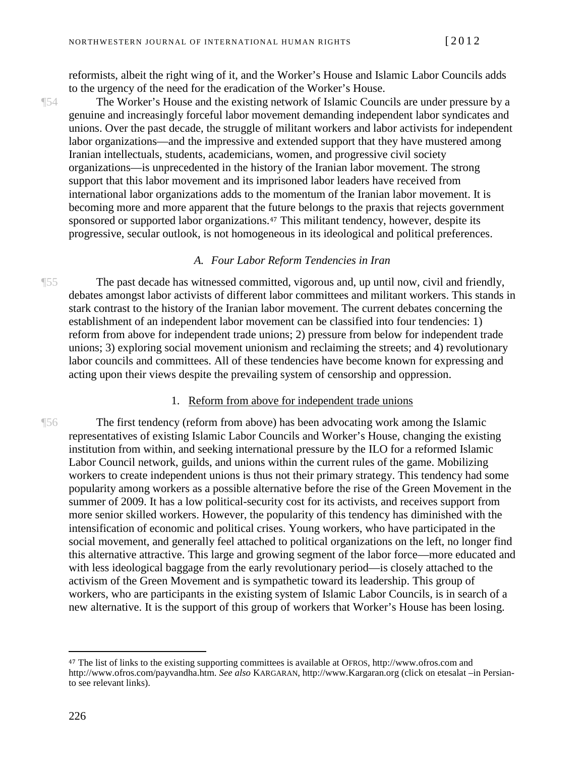reformists, albeit the right wing of it, and the Worker's House and Islamic Labor Councils adds to the urgency of the need for the eradication of the Worker's House.

¶54 The Worker's House and the existing network of Islamic Councils are under pressure by a genuine and increasingly forceful labor movement demanding independent labor syndicates and unions. Over the past decade, the struggle of militant workers and labor activists for independent labor organizations—and the impressive and extended support that they have mustered among Iranian intellectuals, students, academicians, women, and progressive civil society organizations—is unprecedented in the history of the Iranian labor movement. The strong support that this labor movement and its imprisoned labor leaders have received from international labor organizations adds to the momentum of the Iranian labor movement. It is becoming more and more apparent that the future belongs to the praxis that rejects government sponsored or supported labor organizations.[47] This militant tendency, however, despite its progressive, secular outlook, is not homogeneous in its ideological and political preferences.

### *A. Four Labor Reform Tendencies in Iran*

¶55 The past decade has witnessed committed, vigorous and, up until now, civil and friendly, debates amongst labor activists of different labor committees and militant workers. This stands in stark contrast to the history of the Iranian labor movement. The current debates concerning the establishment of an independent labor movement can be classified into four tendencies: 1) reform from above for independent trade unions; 2) pressure from below for independent trade unions; 3) exploring social movement unionism and reclaiming the streets; and 4) revolutionary labor councils and committees. All of these tendencies have become known for expressing and acting upon their views despite the prevailing system of censorship and oppression.

#### 1. Reform from above for independent trade unions

¶56 The first tendency (reform from above) has been advocating work among the Islamic representatives of existing Islamic Labor Councils and Worker's House, changing the existing institution from within, and seeking international pressure by the ILO for a reformed Islamic Labor Council network, guilds, and unions within the current rules of the game. Mobilizing workers to create independent unions is thus not their primary strategy. This tendency had some popularity among workers as a possible alternative before the rise of the Green Movement in the summer of 2009. It has a low political-security cost for its activists, and receives support from more senior skilled workers. However, the popularity of this tendency has diminished with the intensification of economic and political crises. Young workers, who have participated in the social movement, and generally feel attached to political organizations on the left, no longer find this alternative attractive. This large and growing segment of the labor force—more educated and with less ideological baggage from the early revolutionary period—is closely attached to the activism of the Green Movement and is sympathetic toward its leadership. This group of workers, who are participants in the existing system of Islamic Labor Councils, is in search of a new alternative. It is the support of this group of workers that Worker's House has been losing.

---

[47] The list of links to the existing supporting committees is available at OFROS, http://www.ofros.com and http://www.ofros.com/payvandha.htm. *See also* KARGARAN, http://www.Kargaran.org (click on etesalat –in Persian- to see relevant links).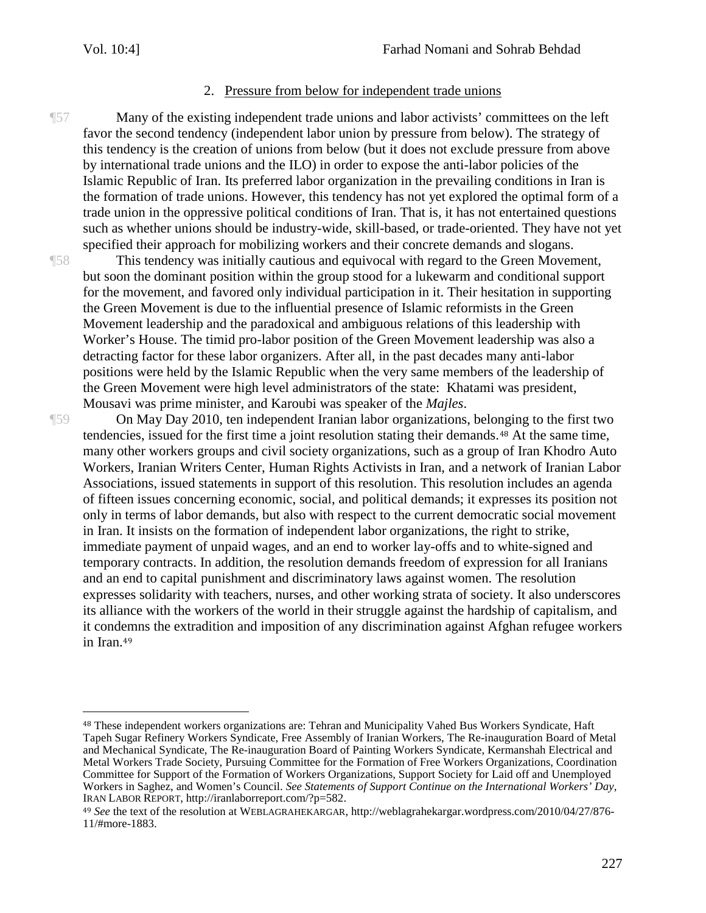### 2. Pressure from below for independent trade unions

¶57 Many of the existing independent trade unions and labor activists' committees on the left favor the second tendency (independent labor union by pressure from below). The strategy of this tendency is the creation of unions from below (but it does not exclude pressure from above by international trade unions and the ILO) in order to expose the anti-labor policies of the Islamic Republic of Iran. Its preferred labor organization in the prevailing conditions in Iran is the formation of trade unions. However, this tendency has not yet explored the optimal form of a trade union in the oppressive political conditions of Iran. That is, it has not entertained questions such as whether unions should be industry-wide, skill-based, or trade-oriented. They have not yet specified their approach for mobilizing workers and their concrete demands and slogans.

¶58 This tendency was initially cautious and equivocal with regard to the Green Movement, but soon the dominant position within the group stood for a lukewarm and conditional support for the movement, and favored only individual participation in it. Their hesitation in supporting the Green Movement is due to the influential presence of Islamic reformists in the Green Movement leadership and the paradoxical and ambiguous relations of this leadership with Worker's House. The timid pro-labor position of the Green Movement leadership was also a detracting factor for these labor organizers. After all, in the past decades many anti-labor positions were held by the Islamic Republic when the very same members of the leadership of the Green Movement were high level administrators of the state: Khatami was president, Mousavi was prime minister, and Karoubi was speaker of the *Majles*.

¶59 On May Day 2010, ten independent Iranian labor organizations, belonging to the first two tendencies, issued for the first time a joint resolution stating their demands.[48] At the same time, many other workers groups and civil society organizations, such as a group of Iran Khodro Auto Workers, Iranian Writers Center, Human Rights Activists in Iran, and a network of Iranian Labor Associations, issued statements in support of this resolution. This resolution includes an agenda of fifteen issues concerning economic, social, and political demands; it expresses its position not only in terms of labor demands, but also with respect to the current democratic social movement in Iran. It insists on the formation of independent labor organizations, the right to strike, immediate payment of unpaid wages, and an end to worker lay-offs and to white-signed and temporary contracts. In addition, the resolution demands freedom of expression for all Iranians and an end to capital punishment and discriminatory laws against women. The resolution expresses solidarity with teachers, nurses, and other working strata of society. It also underscores its alliance with the workers of the world in their struggle against the hardship of capitalism, and it condemns the extradition and imposition of any discrimination against Afghan refugee workers in Iran.[49]

---

[48] These independent workers organizations are: Tehran and Municipality Vahed Bus Workers Syndicate, Haft Tapeh Sugar Refinery Workers Syndicate, Free Assembly of Iranian Workers, The Re-inauguration Board of Metal and Mechanical Syndicate, The Re-inauguration Board of Painting Workers Syndicate, Kermanshah Electrical and Metal Workers Trade Society, Pursuing Committee for the Formation of Free Workers Organizations, Coordination Committee for Support of the Formation of Workers Organizations, Support Society for Laid off and Unemployed Workers in Saghez, and Women's Council. *See Statements of Support Continue on the International Workers' Day*, IRAN LABOR REPORT, http://iranlaborreport.com/?p=582.

[49] *See* the text of the resolution at WEBLAGRAHEKARGAR, http://weblagrahekargar.wordpress.com/2010/04/27/876-11/#more-1883.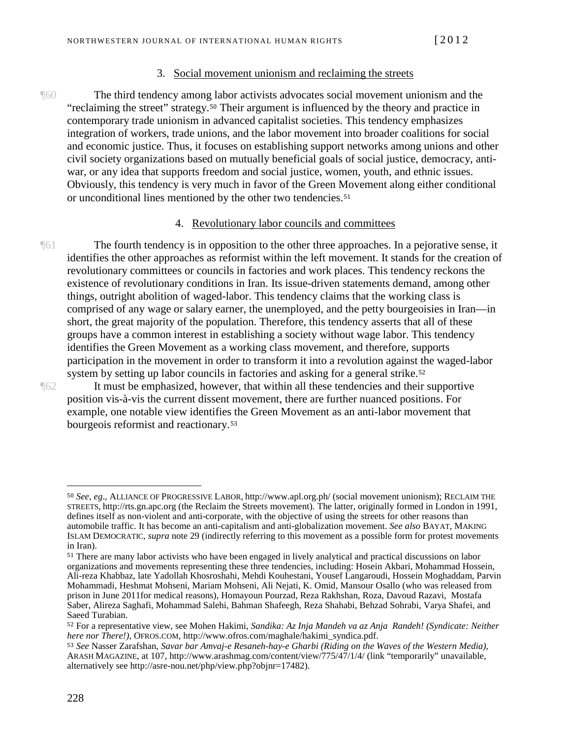### 3. Social movement unionism and reclaiming the streets

¶60 The third tendency among labor activists advocates social movement unionism and the "reclaiming the street" strategy.[50] Their argument is influenced by the theory and practice in contemporary trade unionism in advanced capitalist societies. This tendency emphasizes integration of workers, trade unions, and the labor movement into broader coalitions for social and economic justice. Thus, it focuses on establishing support networks among unions and other civil society organizations based on mutually beneficial goals of social justice, democracy, anti-war, or any idea that supports freedom and social justice, women, youth, and ethnic issues. Obviously, this tendency is very much in favor of the Green Movement along either conditional or unconditional lines mentioned by the other two tendencies.[51]

### 4. Revolutionary labor councils and committees

¶61 The fourth tendency is in opposition to the other three approaches. In a pejorative sense, it identifies the other approaches as reformist within the left movement. It stands for the creation of revolutionary committees or councils in factories and work places. This tendency reckons the existence of revolutionary conditions in Iran. Its issue-driven statements demand, among other things, outright abolition of waged-labor. This tendency claims that the working class is comprised of any wage or salary earner, the unemployed, and the petty bourgeoisies in Iran—in short, the great majority of the population. Therefore, this tendency asserts that all of these groups have a common interest in establishing a society without wage labor. This tendency identifies the Green Movement as a working class movement, and therefore, supports participation in the movement in order to transform it into a revolution against the waged-labor system by setting up labor councils in factories and asking for a general strike.[52]

¶62 It must be emphasized, however, that within all these tendencies and their supportive position vis-à-vis the current dissent movement, there are further nuanced positions. For example, one notable view identifies the Green Movement as an anti-labor movement that bourgeois reformist and reactionary.[53]

---

[50] *See, eg*., ALLIANCE OF PROGRESSIVE LABOR, http://www.apl.org.ph/ (social movement unionism); RECLAIM THE STREETS, http://rts.gn.apc.org (the Reclaim the Streets movement). The latter, originally formed in London in 1991, defines itself as non-violent and anti-corporate, with the objective of using the streets for other reasons than automobile traffic. It has become an anti-capitalism and anti-globalization movement. *See also* BAYAT, MAKING ISLAM DEMOCRATIC, *supra* note 29 (indirectly referring to this movement as a possible form for protest movements in Iran).

[51] There are many labor activists who have been engaged in lively analytical and practical discussions on labor organizations and movements representing these three tendencies, including: Hosein Akbari, Mohammad Hossein, Ali-reza Khabbaz, late Yadollah Khosroshahi, Mehdi Kouhestani, Yousef Langaroudi, Hossein Moghaddam, Parvin Mohammadi, Heshmat Mohseni, Mariam Mohseni, Ali Nejati, K. Omid, Mansour Osallo (who was released from prison in June 2011for medical reasons), Homayoun Pourzad, Reza Rakhshan, Roza, Davoud Razavi, Mostafa Saber, Alireza Saghafi, Mohammad Salehi, Bahman Shafeegh, Reza Shahabi, Behzad Sohrabi, Varya Shafei, and Saeed Turabian.

[52] For a representative view, see Mohen Hakimi, *Sandika: Az Inja Mandeh va az Anja Randeh! (Syndicate: Neither here nor There!)*, OFROS.COM, http://www.ofros.com/maghale/hakimi_syndica.pdf.

[53] *See* Nasser Zarafshan, *Savar bar Amvaj-e Resaneh-hay-e Gharbi (Riding on the Waves of the Western Media)*, ARASH MAGAZINE, at 107, http://www.arashmag.com/content/view/775/47/1/4/ (link "temporarily" unavailable, alternatively see http://asre-nou.net/php/view.php?objnr=17482).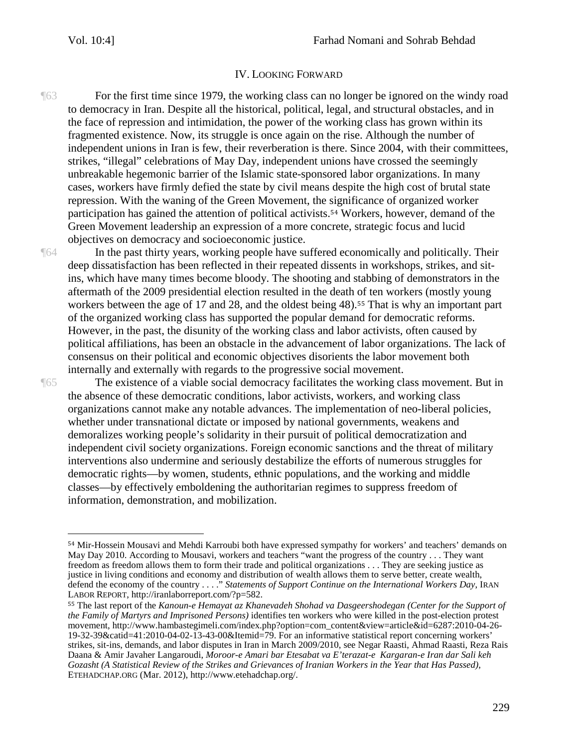## IV. Looking Forward

¶63 For the first time since 1979, the working class can no longer be ignored on the windy road to democracy in Iran. Despite all the historical, political, legal, and structural obstacles, and in the face of repression and intimidation, the power of the working class has grown within its fragmented existence. Now, its struggle is once again on the rise. Although the number of independent unions in Iran is few, their reverberation is there. Since 2004, with their committees, strikes, "illegal" celebrations of May Day, independent unions have crossed the seemingly unbreakable hegemonic barrier of the Islamic state-sponsored labor organizations. In many cases, workers have firmly defied the state by civil means despite the high cost of brutal state repression. With the waning of the Green Movement, the significance of organized worker participation has gained the attention of political activists.[54] Workers, however, demand of the Green Movement leadership an expression of a more concrete, strategic focus and lucid objectives on democracy and socioeconomic justice.

¶64 In the past thirty years, working people have suffered economically and politically. Their deep dissatisfaction has been reflected in their repeated dissents in workshops, strikes, and sit-ins, which have many times become bloody. The shooting and stabbing of demonstrators in the aftermath of the 2009 presidential election resulted in the death of ten workers (mostly young workers between the age of 17 and 28, and the oldest being 48).[55] That is why an important part of the organized working class has supported the popular demand for democratic reforms. However, in the past, the disunity of the working class and labor activists, often caused by political affiliations, has been an obstacle in the advancement of labor organizations. The lack of consensus on their political and economic objectives disorients the labor movement both internally and externally with regards to the progressive social movement.

¶65 The existence of a viable social democracy facilitates the working class movement. But in the absence of these democratic conditions, labor activists, workers, and working class organizations cannot make any notable advances. The implementation of neo-liberal policies, whether under transnational dictate or imposed by national governments, weakens and demoralizes working people's solidarity in their pursuit of political democratization and independent civil society organizations. Foreign economic sanctions and the threat of military interventions also undermine and seriously destabilize the efforts of numerous struggles for democratic rights—by women, students, ethnic populations, and the working and middle classes—by effectively emboldening the authoritarian regimes to suppress freedom of information, demonstration, and mobilization.

---

[54] Mir-Hossein Mousavi and Mehdi Karroubi both have expressed sympathy for workers' and teachers' demands on May Day 2010. According to Mousavi, workers and teachers "want the progress of the country . . . They want freedom as freedom allows them to form their trade and political organizations . . . They are seeking justice as justice in living conditions and economy and distribution of wealth allows them to serve better, create wealth, defend the economy of the country . . . ." *Statements of Support Continue on the International Workers Day*, IRAN LABOR REPORT, http://iranlaborreport.com/?p=582.

[55] The last report of the *Kanoun-e Hemayat az Khanevadeh Shohad va Dasgeershodegan (Center for the Support of the Family of Martyrs and Imprisoned Persons)* identifies ten workers who were killed in the post-election protest movement, http://www.hambastegimeli.com/index.php?option=com_content&view=article&id=6287:2010-04-26-19-32-39&catid=41:2010-04-02-13-43-00&Itemid=79. For an informative statistical report concerning workers' strikes, sit-ins, demands, and labor disputes in Iran in March 2009/2010, see Negar Raasti, Ahmad Raasti, Reza Rais Daana & Amir Javaher Langaroudi, *Moroor-e Amari bar Etesabat va E'terazat-e Kargaran-e Iran dar Sali keh Gozasht (A Statistical Review of the Strikes and Grievances of Iranian Workers in the Year that Has Passed)*, ETEHADCHAP.ORG (Mar. 2012), http://www.etehadchap.org/.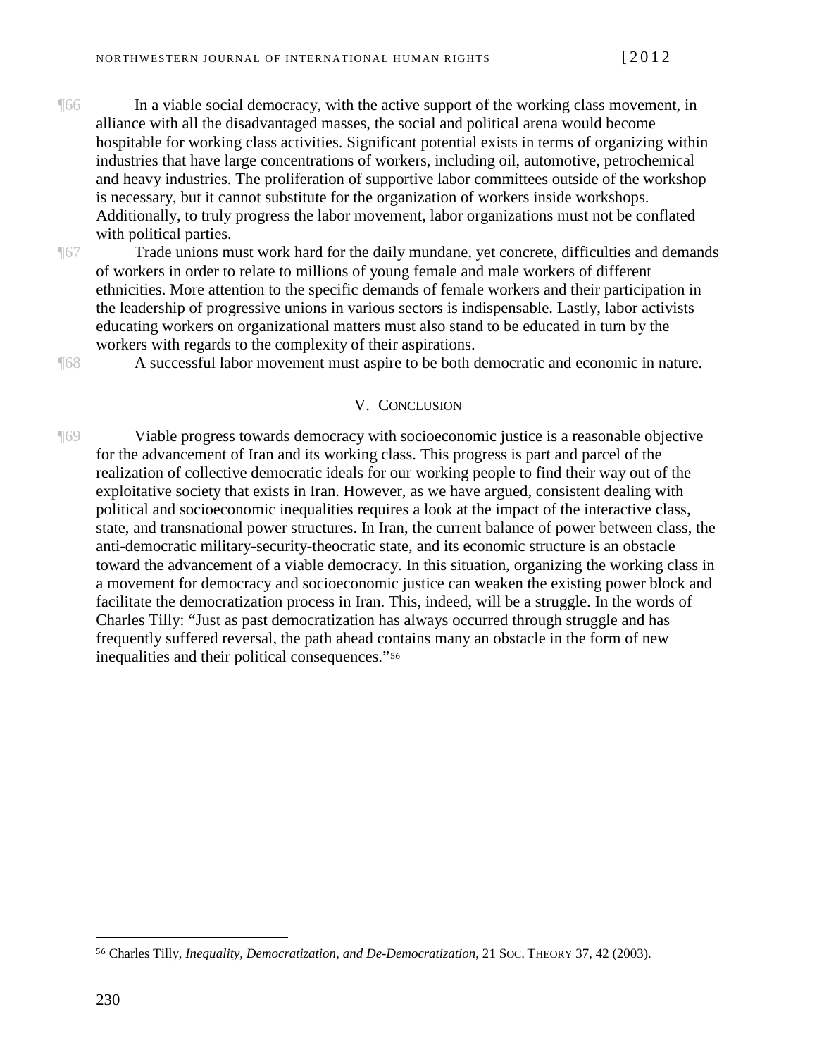¶66 In a viable social democracy, with the active support of the working class movement, in alliance with all the disadvantaged masses, the social and political arena would become hospitable for working class activities. Significant potential exists in terms of organizing within industries that have large concentrations of workers, including oil, automotive, petrochemical and heavy industries. The proliferation of supportive labor committees outside of the workshop is necessary, but it cannot substitute for the organization of workers inside workshops. Additionally, to truly progress the labor movement, labor organizations must not be conflated with political parties.

¶67 Trade unions must work hard for the daily mundane, yet concrete, difficulties and demands of workers in order to relate to millions of young female and male workers of different ethnicities. More attention to the specific demands of female workers and their participation in the leadership of progressive unions in various sectors is indispensable. Lastly, labor activists educating workers on organizational matters must also stand to be educated in turn by the workers with regards to the complexity of their aspirations.

¶68 A successful labor movement must aspire to be both democratic and economic in nature.

## V. Conclusion

¶69 Viable progress towards democracy with socioeconomic justice is a reasonable objective for the advancement of Iran and its working class. This progress is part and parcel of the realization of collective democratic ideals for our working people to find their way out of the exploitative society that exists in Iran. However, as we have argued, consistent dealing with political and socioeconomic inequalities requires a look at the impact of the interactive class, state, and transnational power structures. In Iran, the current balance of power between class, the anti-democratic military-security-theocratic state, and its economic structure is an obstacle toward the advancement of a viable democracy. In this situation, organizing the working class in a movement for democracy and socioeconomic justice can weaken the existing power block and facilitate the democratization process in Iran. This, indeed, will be a struggle. In the words of Charles Tilly: "Just as past democratization has always occurred through struggle and has frequently suffered reversal, the path ahead contains many an obstacle in the form of new inequalities and their political consequences."[56]

---

[56] Charles Tilly, *Inequality, Democratization, and De-Democratization*, 21 Soc. Theory 37, 42 (2003).